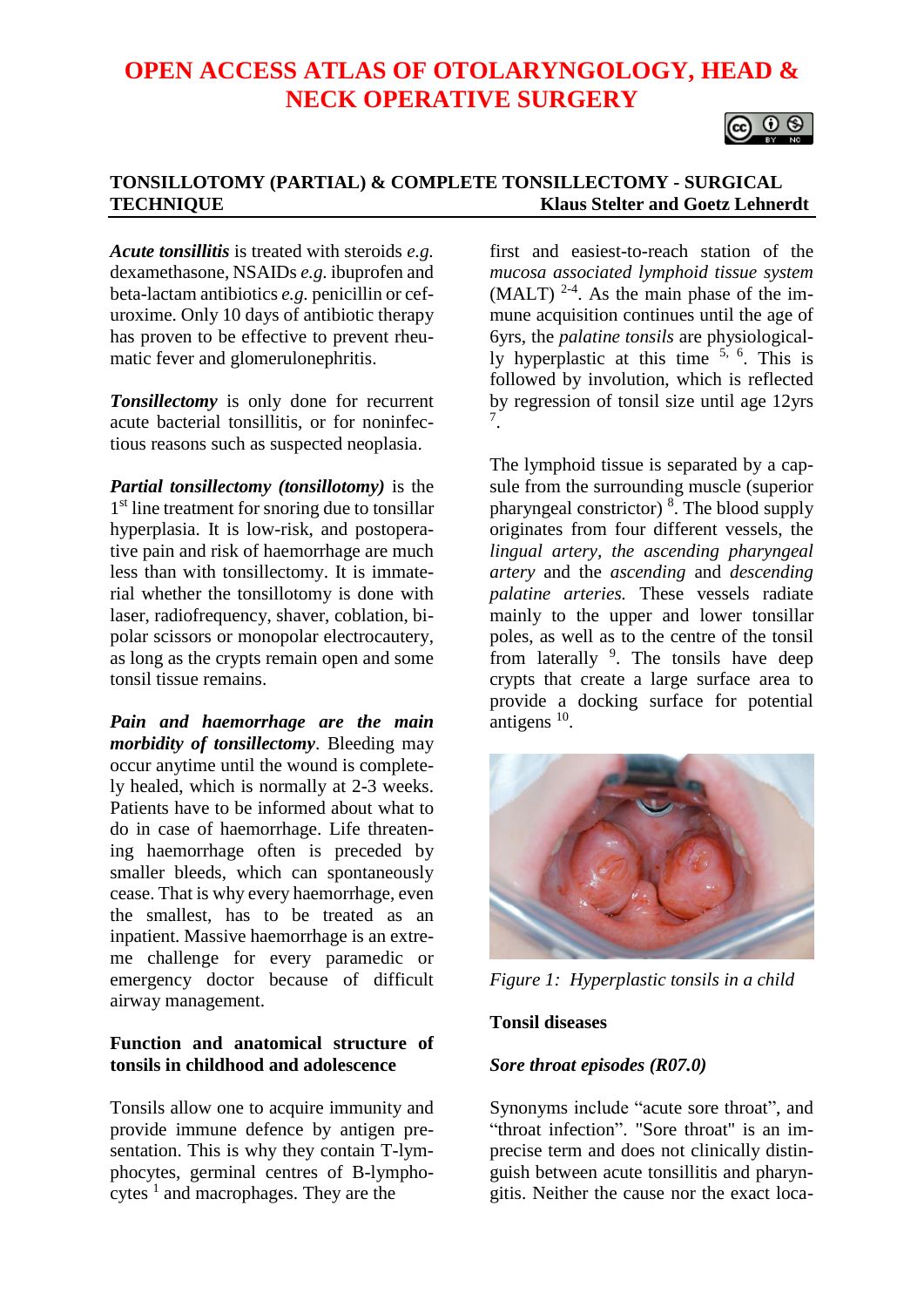# OPEN ACCESS ATLAS OF OTOLARYNGOLOGY, HEAD & NECK OPERATIVE SURGERY

## TONSILLOTOMY (PARTIAL) & COMPLETE TONSILLECTOMY - SURGICAL TECHNIQUE

**Klaus Stelter and Goetz Lehnerdt**

***Acute tonsillitis*** is treated with steroids *e.g.* dexamethasone, NSAIDs *e.g.* ibuprofen and beta-lactam antibiotics *e.g.* penicillin or cefuroxime. Only 10 days of antibiotic therapy has proven to be effective to prevent rheumatic fever and glomerulonephritis.

***Tonsillectomy*** is only done for recurrent acute bacterial tonsillitis, or for noninfectious reasons such as suspected neoplasia.

***Partial tonsillectomy (tonsillotomy)*** is the 1st line treatment for snoring due to tonsillar hyperplasia. It is low-risk, and postoperative pain and risk of haemorrhage are much less than with tonsillectomy. It is immaterial whether the tonsillotomy is done with laser, radiofrequency, shaver, coblation, bipolar scissors or monopolar electrocautery, as long as the crypts remain open and some tonsil tissue remains.

***Pain and haemorrhage are the main morbidity of tonsillectomy***. Bleeding may occur anytime until the wound is completely healed, which is normally at 2-3 weeks. Patients have to be informed about what to do in case of haemorrhage. Life threatening haemorrhage often is preceded by smaller bleeds, which can spontaneously cease. That is why every haemorrhage, even the smallest, has to be treated as an inpatient. Massive haemorrhage is an extreme challenge for every paramedic or emergency doctor because of difficult airway management.

### Function and anatomical structure of tonsils in childhood and adolescence

Tonsils allow one to acquire immunity and provide immune defence by antigen presentation. This is why they contain T-lymphocytes, germinal centres of B-lymphocytes [1] and macrophages. They are the first and easiest-to-reach station of the *mucosa associated lymphoid tissue system* (MALT) [2-4]. As the main phase of the immune acquisition continues until the age of 6yrs, the *palatine tonsils* are physiologically hyperplastic at this time [5, 6]. This is followed by involution, which is reflected by regression of tonsil size until age 12yrs [7].

The lymphoid tissue is separated by a capsule from the surrounding muscle (superior pharyngeal constrictor) [8]. The blood supply originates from four different vessels, the *lingual artery, the ascending pharyngeal artery* and the *ascending* and *descending palatine arteries.* These vessels radiate mainly to the upper and lower tonsillar poles, as well as to the centre of the tonsil from laterally [9]. The tonsils have deep crypts that create a large surface area to provide a docking surface for potential antigens [10].

*Figure 1: Hyperplastic tonsils in a child*

### Tonsil diseases

#### *Sore throat episodes (R07.0)*

Synonyms include "acute sore throat", and "throat infection". "Sore throat" is an imprecise term and does not clinically distinguish between acute tonsillitis and pharyngitis. Neither the cause nor the exact loca-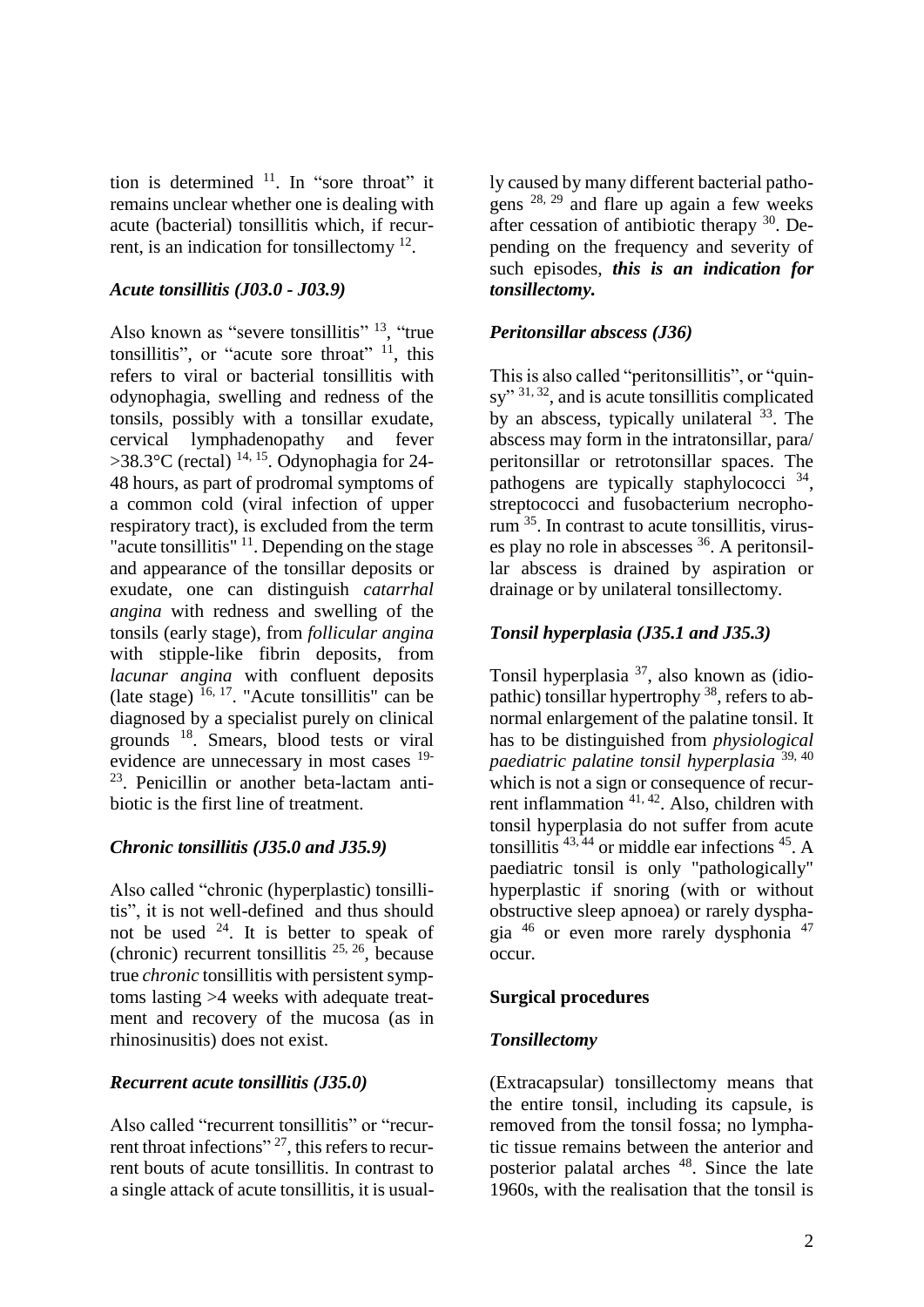tion is determined [11]. In "sore throat" it remains unclear whether one is dealing with acute (bacterial) tonsillitis which, if recurrent, is an indication for tonsillectomy [12].

### *Acute tonsillitis (J03.0 - J03.9)*

Also known as "severe tonsillitis" [13], "true tonsillitis", or "acute sore throat" [11], this refers to viral or bacterial tonsillitis with odynophagia, swelling and redness of the tonsils, possibly with a tonsillar exudate, cervical lymphadenopathy and fever >38.3°C (rectal) [14, 15]. Odynophagia for 24-48 hours, as part of prodromal symptoms of a common cold (viral infection of upper respiratory tract), is excluded from the term "acute tonsillitis" [11]. Depending on the stage and appearance of the tonsillar deposits or exudate, one can distinguish *catarrhal angina* with redness and swelling of the tonsils (early stage), from *follicular angina* with stipple-like fibrin deposits, from *lacunar angina* with confluent deposits (late stage) [16, 17]. "Acute tonsillitis" can be diagnosed by a specialist purely on clinical grounds [18]. Smears, blood tests or viral evidence are unnecessary in most cases [19-23]. Penicillin or another beta-lactam antibiotic is the first line of treatment.

### *Chronic tonsillitis (J35.0 and J35.9)*

Also called "chronic (hyperplastic) tonsillitis", it is not well-defined and thus should not be used [24]. It is better to speak of (chronic) recurrent tonsillitis [25, 26], because true *chronic* tonsillitis with persistent symptoms lasting >4 weeks with adequate treatment and recovery of the mucosa (as in rhinosinusitis) does not exist.

### *Recurrent acute tonsillitis (J35.0)*

Also called "recurrent tonsillitis" or "recurrent throat infections" [27], this refers to recurrent bouts of acute tonsillitis. In contrast to a single attack of acute tonsillitis, it is usually caused by many different bacterial pathogens [28, 29] and flare up again a few weeks after cessation of antibiotic therapy [30]. Depending on the frequency and severity of such episodes, ***this is an indication for tonsillectomy.***

### *Peritonsillar abscess (J36)*

This is also called "peritonsillitis", or "quinsy" [31, 32], and is acute tonsillitis complicated by an abscess, typically unilateral [33]. The abscess may form in the intratonsillar, para/peritonsillar or retrotonsillar spaces. The pathogens are typically staphylococci [34], streptococci and fusobacterium necrophorum [35]. In contrast to acute tonsillitis, viruses play no role in abscesses [36]. A peritonsillar abscess is drained by aspiration or drainage or by unilateral tonsillectomy.

### *Tonsil hyperplasia (J35.1 and J35.3)*

Tonsil hyperplasia [37], also known as (idiopathic) tonsillar hypertrophy [38], refers to abnormal enlargement of the palatine tonsil. It has to be distinguished from *physiological paediatric palatine tonsil hyperplasia* [39, 40] which is not a sign or consequence of recurrent inflammation [41, 42]. Also, children with tonsil hyperplasia do not suffer from acute tonsillitis [43, 44] or middle ear infections [45]. A paediatric tonsil is only "pathologically" hyperplastic if snoring (with or without obstructive sleep apnoea) or rarely dysphagia [46] or even more rarely dysphonia [47] occur.

## Surgical procedures

### *Tonsillectomy*

(Extracapsular) tonsillectomy means that the entire tonsil, including its capsule, is removed from the tonsil fossa; no lymphatic tissue remains between the anterior and posterior palatal arches [48]. Since the late 1960s, with the realisation that the tonsil is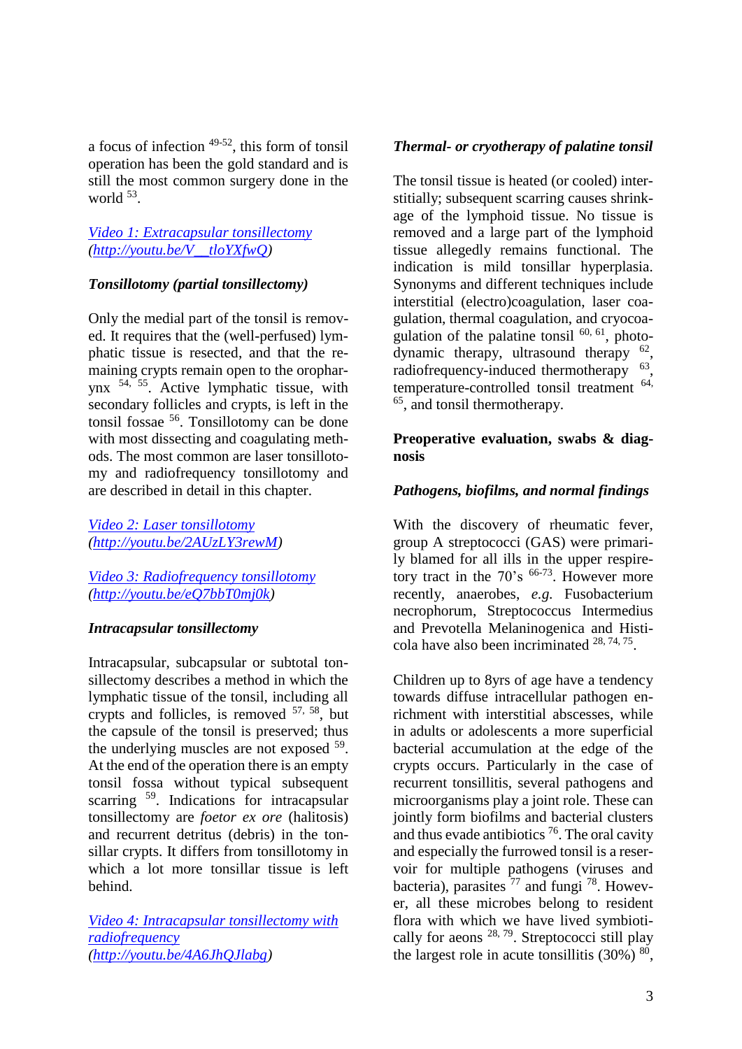a focus of infection [49-52], this form of tonsil operation has been the gold standard and is still the most common surgery done in the world [53].

[Video 1: Extracapsular tonsillectomy (http://youtu.be/V__tloYXfwQ)](http://youtu.be/V__tloYXfwQ)

### Tonsillotomy (partial tonsillectomy)

Only the medial part of the tonsil is removed. It requires that the (well-perfused) lymphatic tissue is resected, and that the remaining crypts remain open to the oropharynx [54, 55]. Active lymphatic tissue, with secondary follicles and crypts, is left in the tonsil fossae [56]. Tonsillotomy can be done with most dissecting and coagulating methods. The most common are laser tonsillotomy and radiofrequency tonsillotomy and are described in detail in this chapter.

[Video 2: Laser tonsillotomy (http://youtu.be/2AUzLY3rewM)](http://youtu.be/2AUzLY3rewM)

[Video 3: Radiofrequency tonsillotomy (http://youtu.be/eQ7bbT0mj0k)](http://youtu.be/eQ7bbT0mj0k)

### Intracapsular tonsillectomy

Intracapsular, subcapsular or subtotal tonsillectomy describes a method in which the lymphatic tissue of the tonsil, including all crypts and follicles, is removed [57, 58], but the capsule of the tonsil is preserved; thus the underlying muscles are not exposed [59]. At the end of the operation there is an empty tonsil fossa without typical subsequent scarring [59]. Indications for intracapsular tonsillectomy are *foetor ex ore* (halitosis) and recurrent detritus (debris) in the tonsillar crypts. It differs from tonsillotomy in which a lot more tonsillar tissue is left behind.

[Video 4: Intracapsular tonsillectomy with radiofrequency (http://youtu.be/4A6JhQJlabg)](http://youtu.be/4A6JhQJlabg)

### Thermal- or cryotherapy of palatine tonsil

The tonsil tissue is heated (or cooled) interstitially; subsequent scarring causes shrinkage of the lymphoid tissue. No tissue is removed and a large part of the lymphoid tissue allegedly remains functional. The indication is mild tonsillar hyperplasia. Synonyms and different techniques include interstitial (electro)coagulation, laser coagulation, thermal coagulation, and cryocoagulation of the palatine tonsil [60, 61], photodynamic therapy, ultrasound therapy [62], radiofrequency-induced thermotherapy [63], temperature-controlled tonsil treatment [64, 65], and tonsil thermotherapy.

## Preoperative evaluation, swabs & diagnosis

### Pathogens, biofilms, and normal findings

With the discovery of rheumatic fever, group A streptococci (GAS) were primarily blamed for all ills in the upper respiretory tract in the 70's [66-73]. However more recently, anaerobes, *e.g.* Fusobacterium necrophorum, Streptococcus Intermedius and Prevotella Melaninogenica and Histicola have also been incriminated [28, 74, 75].

Children up to 8yrs of age have a tendency towards diffuse intracellular pathogen enrichment with interstitial abscesses, while in adults or adolescents a more superficial bacterial accumulation at the edge of the crypts occurs. Particularly in the case of recurrent tonsillitis, several pathogens and microorganisms play a joint role. These can jointly form biofilms and bacterial clusters and thus evade antibiotics [76]. The oral cavity and especially the furrowed tonsil is a reservoir for multiple pathogens (viruses and bacteria), parasites [77] and fungi [78]. However, all these microbes belong to resident flora with which we have lived symbiotically for aeons [28, 79]. Streptococci still play the largest role in acute tonsillitis (30%) [80],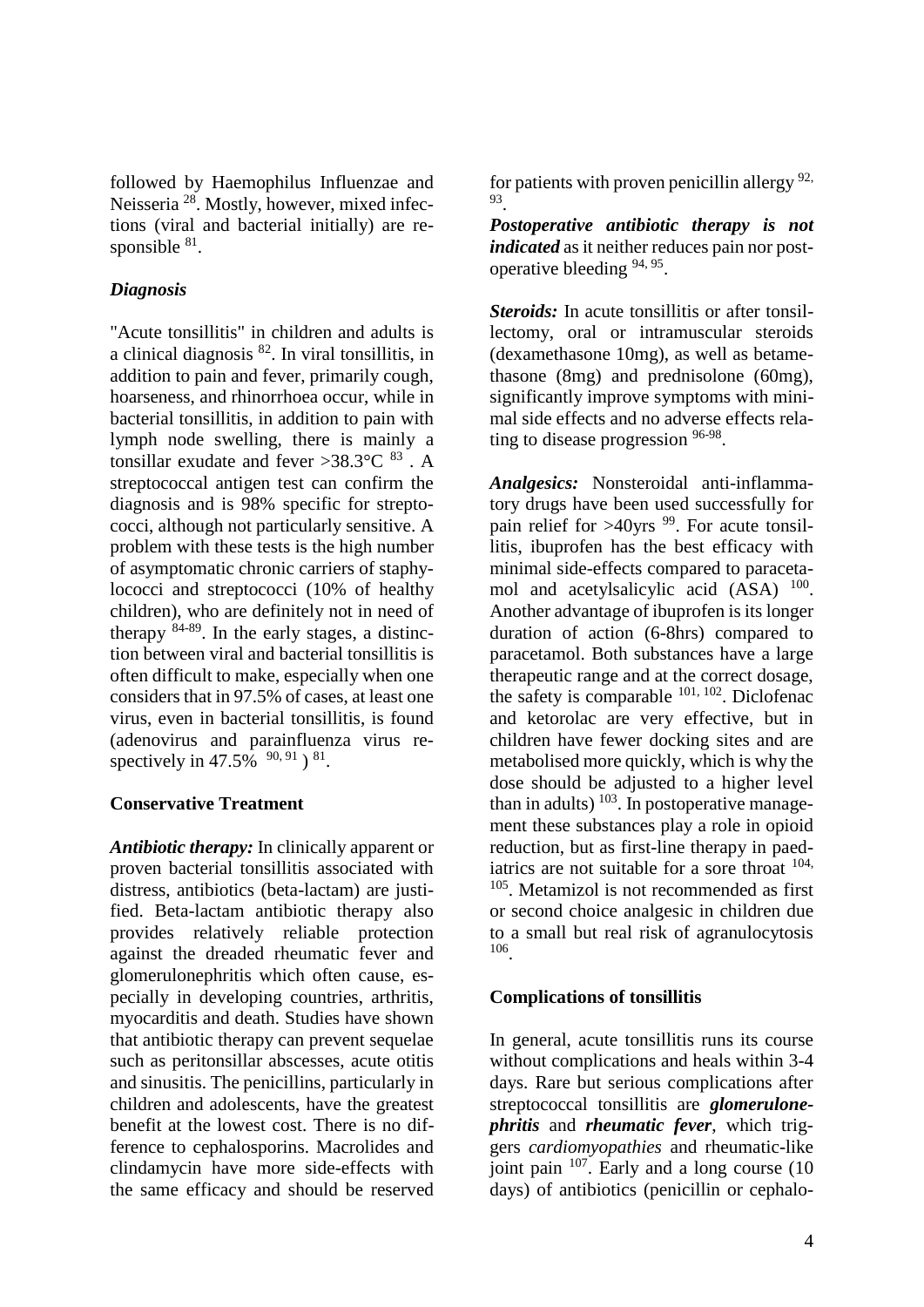followed by Haemophilus Influenzae and Neisseria [28]. Mostly, however, mixed infections (viral and bacterial initially) are responsible [81].

### *Diagnosis*

"Acute tonsillitis" in children and adults is a clinical diagnosis [82]. In viral tonsillitis, in addition to pain and fever, primarily cough, hoarseness, and rhinorrhoea occur, while in bacterial tonsillitis, in addition to pain with lymph node swelling, there is mainly a tonsillar exudate and fever >38.3°C [83] . A streptococcal antigen test can confirm the diagnosis and is 98% specific for streptococci, although not particularly sensitive. A problem with these tests is the high number of asymptomatic chronic carriers of staphylococci and streptococci (10% of healthy children), who are definitely not in need of therapy [84-89]. In the early stages, a distinction between viral and bacterial tonsillitis is often difficult to make, especially when one considers that in 97.5% of cases, at least one virus, even in bacterial tonsillitis, is found (adenovirus and parainfluenza virus respectively in 47.5% [90, 91] ) [81].

### Conservative Treatment

***Antibiotic therapy:*** In clinically apparent or proven bacterial tonsillitis associated with distress, antibiotics (beta-lactam) are justified. Beta-lactam antibiotic therapy also provides relatively reliable protection against the dreaded rheumatic fever and glomerulonephritis which often cause, especially in developing countries, arthritis, myocarditis and death. Studies have shown that antibiotic therapy can prevent sequelae such as peritonsillar abscesses, acute otitis and sinusitis. The penicillins, particularly in children and adolescents, have the greatest benefit at the lowest cost. There is no difference to cephalosporins. Macrolides and clindamycin have more side-effects with the same efficacy and should be reserved for patients with proven penicillin allergy [92, 93].

***Postoperative antibiotic therapy is not indicated*** as it neither reduces pain nor postoperative bleeding [94, 95].

***Steroids:*** In acute tonsillitis or after tonsillectomy, oral or intramuscular steroids (dexamethasone 10mg), as well as betamethasone (8mg) and prednisolone (60mg), significantly improve symptoms with minimal side effects and no adverse effects relating to disease progression [96-98].

***Analgesics:*** Nonsteroidal anti-inflammatory drugs have been used successfully for pain relief for >40yrs [99]. For acute tonsillitis, ibuprofen has the best efficacy with minimal side-effects compared to paracetamol and acetylsalicylic acid (ASA) [100]. Another advantage of ibuprofen is its longer duration of action (6-8hrs) compared to paracetamol. Both substances have a large therapeutic range and at the correct dosage, the safety is comparable [101, 102]. Diclofenac and ketorolac are very effective, but in children have fewer docking sites and are metabolised more quickly, which is why the dose should be adjusted to a higher level than in adults) [103]. In postoperative management these substances play a role in opioid reduction, but as first-line therapy in paediatrics are not suitable for a sore throat [104, 105]. Metamizol is not recommended as first or second choice analgesic in children due to a small but real risk of agranulocytosis [106].

### Complications of tonsillitis

In general, acute tonsillitis runs its course without complications and heals within 3-4 days. Rare but serious complications after streptococcal tonsillitis are ***glomerulonephritis*** and ***rheumatic fever***, which triggers *cardiomyopathies* and rheumatic-like joint pain [107]. Early and a long course (10 days) of antibiotics (penicillin or cephalo-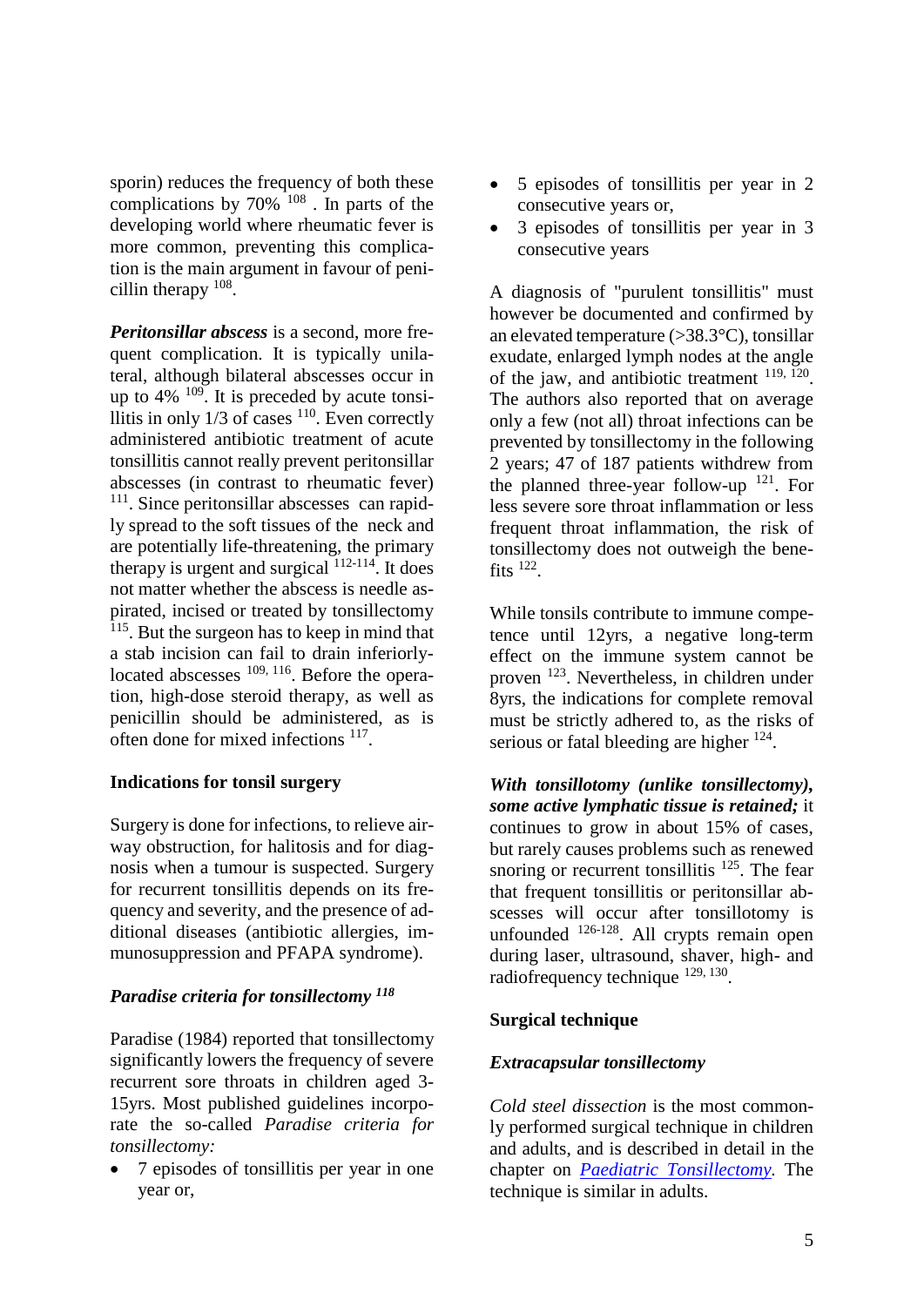sporin) reduces the frequency of both these complications by 70% [108] . In parts of the developing world where rheumatic fever is more common, preventing this complication is the main argument in favour of penicillin therapy [108].

***Peritonsillar abscess*** is a second, more frequent complication. It is typically unilateral, although bilateral abscesses occur in up to 4% [109]. It is preceded by acute tonsillitis in only 1/3 of cases [110]. Even correctly administered antibiotic treatment of acute tonsillitis cannot really prevent peritonsillar abscesses (in contrast to rheumatic fever) [111]. Since peritonsillar abscesses can rapidly spread to the soft tissues of the neck and are potentially life-threatening, the primary therapy is urgent and surgical [112-114]. It does not matter whether the abscess is needle aspirated, incised or treated by tonsillectomy [115]. But the surgeon has to keep in mind that a stab incision can fail to drain inferiorly-located abscesses [109, 116]. Before the operation, high-dose steroid therapy, as well as penicillin should be administered, as is often done for mixed infections [117].

## Indications for tonsil surgery

Surgery is done for infections, to relieve airway obstruction, for halitosis and for diagnosis when a tumour is suspected. Surgery for recurrent tonsillitis depends on its frequency and severity, and the presence of additional diseases (antibiotic allergies, immunosuppression and PFAPA syndrome).

### *Paradise criteria for tonsillectomy [118]*

Paradise (1984) reported that tonsillectomy significantly lowers the frequency of severe recurrent sore throats in children aged 3-15yrs. Most published guidelines incorporate the so-called *Paradise criteria for tonsillectomy:*

- 7 episodes of tonsillitis per year in one year or,
- 5 episodes of tonsillitis per year in 2 consecutive years or,
- 3 episodes of tonsillitis per year in 3 consecutive years

A diagnosis of "purulent tonsillitis" must however be documented and confirmed by an elevated temperature (>38.3°C), tonsillar exudate, enlarged lymph nodes at the angle of the jaw, and antibiotic treatment [119, 120]. The authors also reported that on average only a few (not all) throat infections can be prevented by tonsillectomy in the following 2 years; 47 of 187 patients withdrew from the planned three-year follow-up [121]. For less severe sore throat inflammation or less frequent throat inflammation, the risk of tonsillectomy does not outweigh the benefits [122].

While tonsils contribute to immune competence until 12yrs, a negative long-term effect on the immune system cannot be proven [123]. Nevertheless, in children under 8yrs, the indications for complete removal must be strictly adhered to, as the risks of serious or fatal bleeding are higher [124].

***With tonsillotomy (unlike tonsillectomy), some active lymphatic tissue is retained;*** it continues to grow in about 15% of cases, but rarely causes problems such as renewed snoring or recurrent tonsillitis [125]. The fear that frequent tonsillitis or peritonsillar abscesses will occur after tonsillotomy is unfounded [126-128]. All crypts remain open during laser, ultrasound, shaver, high- and radiofrequency technique [129, 130].

## Surgical technique

### *Extracapsular tonsillectomy*

*Cold steel dissection* is the most commonly performed surgical technique in children and adults, and is described in detail in the chapter on *Paediatric Tonsillectomy*. The technique is similar in adults.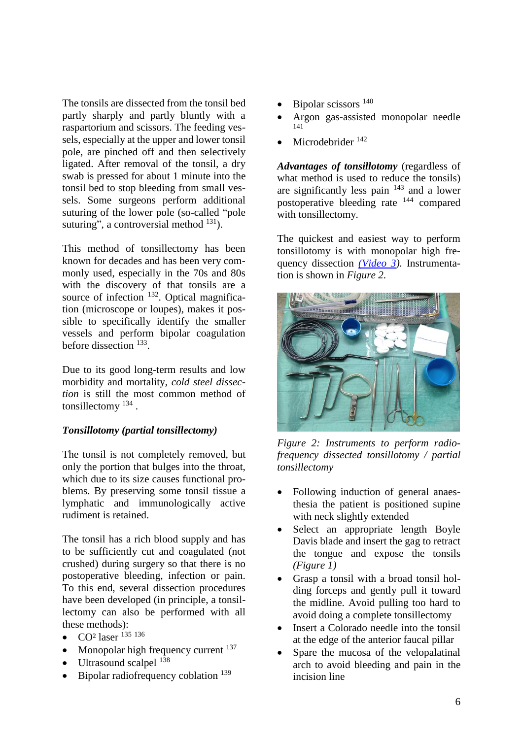The tonsils are dissected from the tonsil bed partly sharply and partly bluntly with a raspartorium and scissors. The feeding vessels, especially at the upper and lower tonsil pole, are pinched off and then selectively ligated. After removal of the tonsil, a dry swab is pressed for about 1 minute into the tonsil bed to stop bleeding from small vessels. Some surgeons perform additional suturing of the lower pole (so-called "pole suturing", a controversial method [131]).

This method of tonsillectomy has been known for decades and has been very commonly used, especially in the 70s and 80s with the discovery of that tonsils are a source of infection [132]. Optical magnification (microscope or loupes), makes it possible to specifically identify the smaller vessels and perform bipolar coagulation before dissection [133].

Due to its good long-term results and low morbidity and mortality, *cold steel dissection* is still the most common method of tonsillectomy [134].

### *Tonsillotomy (partial tonsillectomy)*

The tonsil is not completely removed, but only the portion that bulges into the throat, which due to its size causes functional problems. By preserving some tonsil tissue a lymphatic and immunologically active rudiment is retained.

The tonsil has a rich blood supply and has to be sufficiently cut and coagulated (not crushed) during surgery so that there is no postoperative bleeding, infection or pain. To this end, several dissection procedures have been developed (in principle, a tonsillectomy can also be performed with all these methods):

- $CO^2$ laser [135 136]
- Monopolar high frequency current [137]
- Ultrasound scalpel [138]
- Bipolar radiofrequency coblation [139]
- Bipolar scissors [140]
- Argon gas-assisted monopolar needle [141]
- Microdebrider [142]

***Advantages of tonsillotomy*** (regardless of what method is used to reduce the tonsils) are significantly less pain [143] and a lower postoperative bleeding rate [144] compared with tonsillectomy.

The quickest and easiest way to perform tonsillotomy is with monopolar high frequency dissection *(Video 3)*. Instrumentation is shown in *Figure 2*.

*Figure 2: Instruments to perform radiofrequency dissected tonsillotomy / partial tonsillectomy*

- Following induction of general anaesthesia the patient is positioned supine with neck slightly extended
- Select an appropriate length Boyle Davis blade and insert the gag to retract the tongue and expose the tonsils *(Figure 1)*
- Grasp a tonsil with a broad tonsil holding forceps and gently pull it toward the midline. Avoid pulling too hard to avoid doing a complete tonsillectomy
- Insert a Colorado needle into the tonsil at the edge of the anterior faucal pillar
- Spare the mucosa of the velopalatinal arch to avoid bleeding and pain in the incision line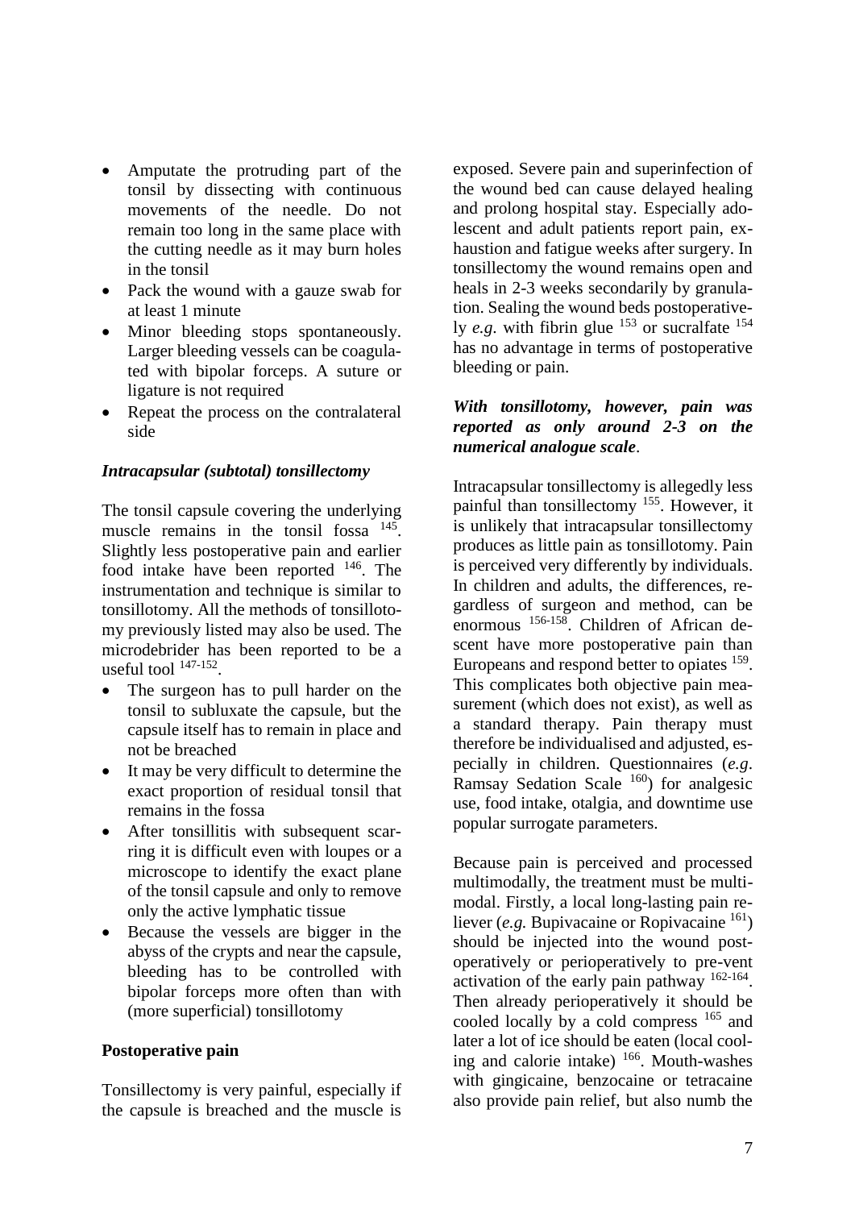- Amputate the protruding part of the tonsil by dissecting with continuous movements of the needle. Do not remain too long in the same place with the cutting needle as it may burn holes in the tonsil
- Pack the wound with a gauze swab for at least 1 minute
- Minor bleeding stops spontaneously. Larger bleeding vessels can be coagulated with bipolar forceps. A suture or ligature is not required
- Repeat the process on the contralateral side

***Intracapsular (subtotal) tonsillectomy***

The tonsil capsule covering the underlying muscle remains in the tonsil fossa [145]. Slightly less postoperative pain and earlier food intake have been reported [146]. The instrumentation and technique is similar to tonsillotomy. All the methods of tonsillotomy previously listed may also be used. The microdebrider has been reported to be a useful tool [147-152].

- The surgeon has to pull harder on the tonsil to subluxate the capsule, but the capsule itself has to remain in place and not be breached
- It may be very difficult to determine the exact proportion of residual tonsil that remains in the fossa
- After tonsillitis with subsequent scarring it is difficult even with loupes or a microscope to identify the exact plane of the tonsil capsule and only to remove only the active lymphatic tissue
- Because the vessels are bigger in the abyss of the crypts and near the capsule, bleeding has to be controlled with bipolar forceps more often than with (more superficial) tonsillotomy

**Postoperative pain**

Tonsillectomy is very painful, especially if the capsule is breached and the muscle is exposed. Severe pain and superinfection of the wound bed can cause delayed healing and prolong hospital stay. Especially adolescent and adult patients report pain, exhaustion and fatigue weeks after surgery. In tonsillectomy the wound remains open and heals in 2-3 weeks secondarily by granulation. Sealing the wound beds postoperatively *e.g.* with fibrin glue [153] or sucralfate [154] has no advantage in terms of postoperative bleeding or pain.

***With tonsillotomy, however, pain was reported as only around 2-3 on the numerical analogue scale***.

Intracapsular tonsillectomy is allegedly less painful than tonsillectomy [155]. However, it is unlikely that intracapsular tonsillectomy produces as little pain as tonsillotomy. Pain is perceived very differently by individuals. In children and adults, the differences, regardless of surgeon and method, can be enormous [156-158]. Children of African descent have more postoperative pain than Europeans and respond better to opiates [159]. This complicates both objective pain measurement (which does not exist), as well as a standard therapy. Pain therapy must therefore be individualised and adjusted, especially in children. Questionnaires (*e.g*. Ramsay Sedation Scale [160]) for analgesic use, food intake, otalgia, and downtime use popular surrogate parameters.

Because pain is perceived and processed multimodally, the treatment must be multimodal. Firstly, a local long-lasting pain reliever (*e.g.* Bupivacaine or Ropivacaine [161]) should be injected into the wound postoperatively or perioperatively to pre-vent activation of the early pain pathway [162-164]. Then already perioperatively it should be cooled locally by a cold compress [165] and later a lot of ice should be eaten (local cooling and calorie intake) [166]. Mouth-washes with gingicaine, benzocaine or tetracaine also provide pain relief, but also numb the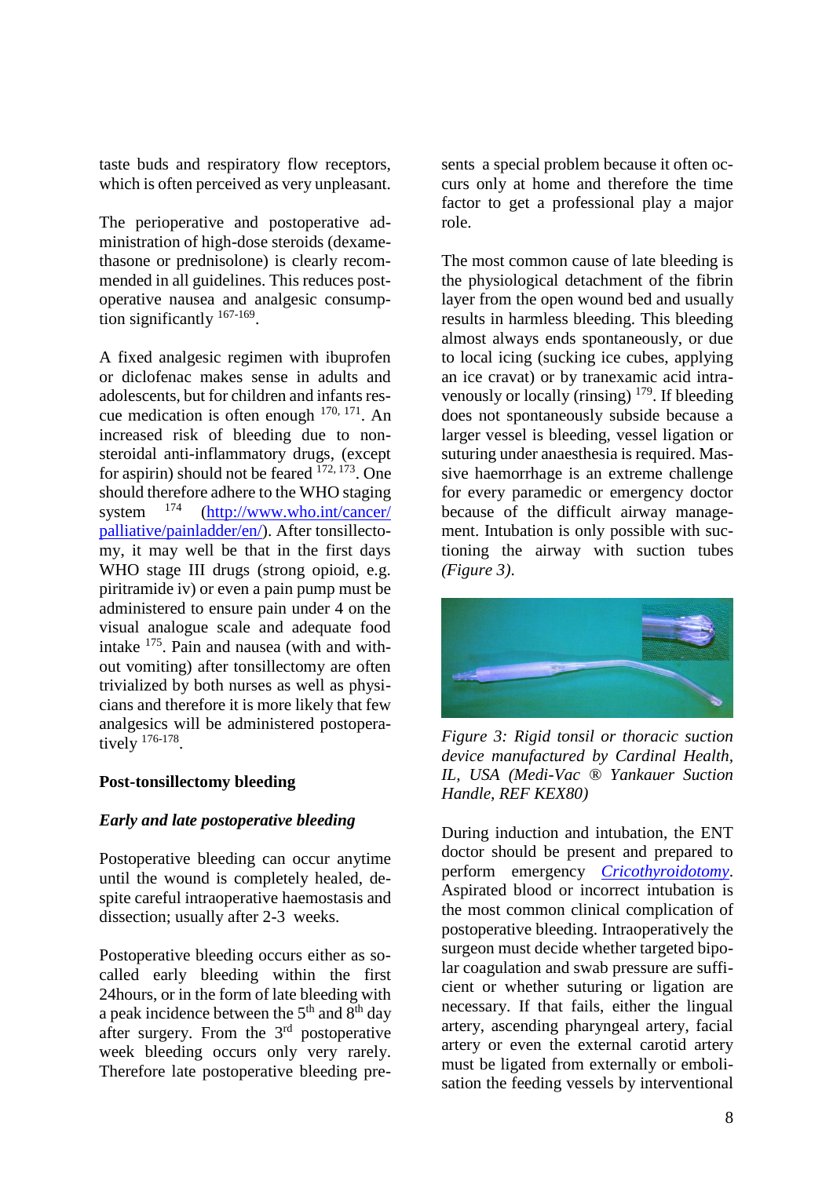taste buds and respiratory flow receptors, which is often perceived as very unpleasant.

The perioperative and postoperative administration of high-dose steroids (dexamethasone or prednisolone) is clearly recommended in all guidelines. This reduces postoperative nausea and analgesic consumption significantly [167-169].

A fixed analgesic regimen with ibuprofen or diclofenac makes sense in adults and adolescents, but for children and infants rescue medication is often enough [170, 171]. An increased risk of bleeding due to non-steroidal anti-inflammatory drugs, (except for aspirin) should not be feared [172, 173]. One should therefore adhere to the WHO staging system [174] ([http://www.who.int/cancer/palliative/painladder/en/](http://www.who.int/cancer/palliative/painladder/en/)). After tonsillectomy, it may well be that in the first days WHO stage III drugs (strong opioid, e.g. piritramide iv) or even a pain pump must be administered to ensure pain under 4 on the visual analogue scale and adequate food intake [175]. Pain and nausea (with and without vomiting) after tonsillectomy are often trivialized by both nurses as well as physicians and therefore it is more likely that few analgesics will be administered postoperatively [176-178].

**Post-tonsillectomy bleeding**

***Early and late postoperative bleeding***

Postoperative bleeding can occur anytime until the wound is completely healed, despite careful intraoperative haemostasis and dissection; usually after 2-3 weeks.

Postoperative bleeding occurs either as so-called early bleeding within the first 24hours, or in the form of late bleeding with a peak incidence between the 5th and 8th day after surgery. From the 3rd postoperative week bleeding occurs only very rarely. Therefore late postoperative bleeding presents a special problem because it often occurs only at home and therefore the time factor to get a professional play a major role.

The most common cause of late bleeding is the physiological detachment of the fibrin layer from the open wound bed and usually results in harmless bleeding. This bleeding almost always ends spontaneously, or due to local icing (sucking ice cubes, applying an ice cravat) or by tranexamic acid intravenously or locally (rinsing) [179]. If bleeding does not spontaneously subside because a larger vessel is bleeding, vessel ligation or suturing under anaesthesia is required. Massive haemorrhage is an extreme challenge for every paramedic or emergency doctor because of the difficult airway management. Intubation is only possible with suctioning the airway with suction tubes *(Figure 3)*.

*Figure 3: Rigid tonsil or thoracic suction device manufactured by Cardinal Health, IL, USA (Medi-Vac ® Yankauer Suction Handle, REF KEX80)*

During induction and intubation, the ENT doctor should be present and prepared to perform emergency *[Cricothyroidotomy](Cricothyroidotomy)*. Aspirated blood or incorrect intubation is the most common clinical complication of postoperative bleeding. Intraoperatively the surgeon must decide whether targeted bipolar coagulation and swab pressure are sufficient or whether suturing or ligation are necessary. If that fails, either the lingual artery, ascending pharyngeal artery, facial artery or even the external carotid artery must be ligated from externally or embolisation the feeding vessels by interventional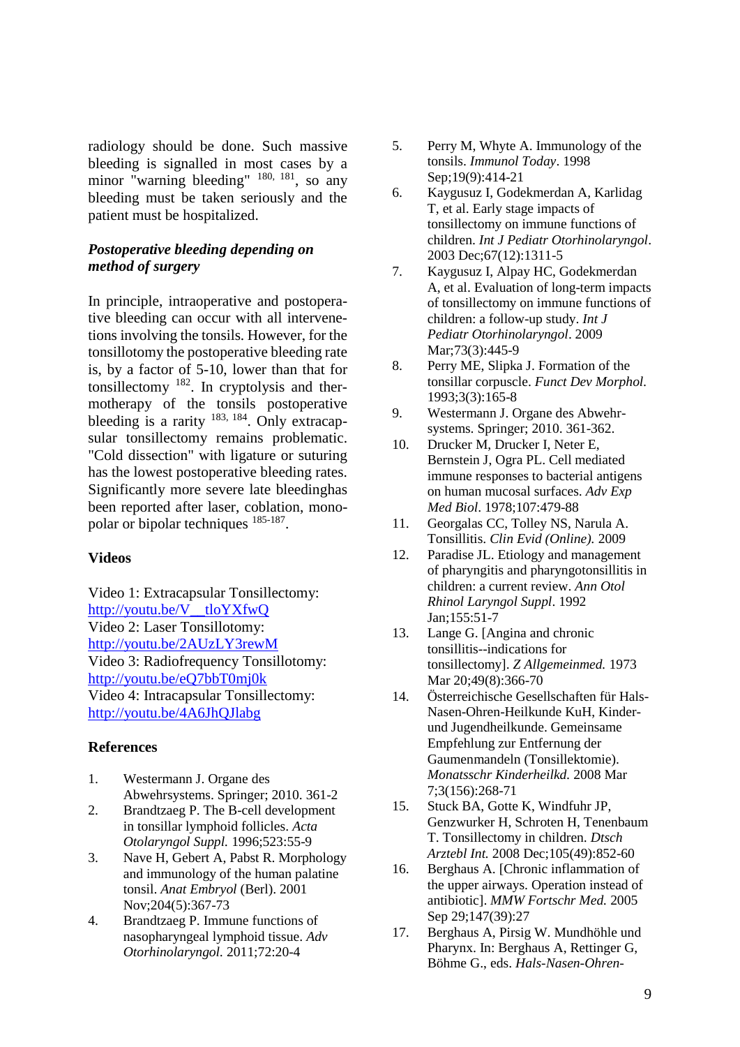radiology should be done. Such massive bleeding is signalled in most cases by a minor "warning bleeding" [180, 181], so any bleeding must be taken seriously and the patient must be hospitalized.

### *Postoperative bleeding depending on method of surgery*

In principle, intraoperative and postoperative bleeding can occur with all intervenetions involving the tonsils. However, for the tonsillotomy the postoperative bleeding rate is, by a factor of 5-10, lower than that for tonsillectomy [182]. In cryptolysis and thermotherapy of the tonsils postoperative bleeding is a rarity [183, 184]. Only extracapsular tonsillectomy remains problematic. "Cold dissection" with ligature or suturing has the lowest postoperative bleeding rates. Significantly more severe late bleedinghas been reported after laser, coblation, monopolar or bipolar techniques [185-187].

## Videos

Video 1: Extracapsular Tonsillectomy:
http://youtu.be/V__tloYXfwQ
Video 2: Laser Tonsillotomy:
http://youtu.be/2AUzLY3rewM
Video 3: Radiofrequency Tonsillotomy:
http://youtu.be/eQ7bbT0mj0k
Video 4: Intracapsular Tonsillectomy:
http://youtu.be/4A6JhQJlabg

## References

1. Westermann J. Organe des Abwehrsystems. Springer; 2010. 361-2
2. Brandtzaeg P. The B-cell development in tonsillar lymphoid follicles. *Acta Otolaryngol Suppl.* 1996;523:55-9
3. Nave H, Gebert A, Pabst R. Morphology and immunology of the human palatine tonsil. *Anat Embryol* (Berl). 2001 Nov;204(5):367-73
4. Brandtzaeg P. Immune functions of nasopharyngeal lymphoid tissue. *Adv Otorhinolaryngol.* 2011;72:20-4
5. Perry M, Whyte A. Immunology of the tonsils. *Immunol Today*. 1998 Sep;19(9):414-21
6. Kaygusuz I, Godekmerdan A, Karlidag T, et al. Early stage impacts of tonsillectomy on immune functions of children. *Int J Pediatr Otorhinolaryngol*. 2003 Dec;67(12):1311-5
7. Kaygusuz I, Alpay HC, Godekmerdan A, et al. Evaluation of long-term impacts of tonsillectomy on immune functions of children: a follow-up study. *Int J Pediatr Otorhinolaryngol*. 2009 Mar;73(3):445-9
8. Perry ME, Slipka J. Formation of the tonsillar corpuscle. *Funct Dev Morphol.* 1993;3(3):165-8
9. Westermann J. Organe des Abwehrsystems. Springer; 2010. 361-362.
10. Drucker M, Drucker I, Neter E, Bernstein J, Ogra PL. Cell mediated immune responses to bacterial antigens on human mucosal surfaces. *Adv Exp Med Biol*. 1978;107:479-88
11. Georgalas CC, Tolley NS, Narula A. Tonsillitis. *Clin Evid (Online).* 2009
12. Paradise JL. Etiology and management of pharyngitis and pharyngotonsillitis in children: a current review. *Ann Otol Rhinol Laryngol Suppl*. 1992 Jan;155:51-7
13. Lange G. [Angina and chronic tonsillitis--indications for tonsillectomy]. *Z Allgemeinmed.* 1973 Mar 20;49(8):366-70
14. Österreichische Gesellschaften für Hals-Nasen-Ohren-Heilkunde KuH, Kinder- und Jugendheilkunde. Gemeinsame Empfehlung zur Entfernung der Gaumenmandeln (Tonsillektomie). *Monatsschr Kinderheilkd.* 2008 Mar 7;3(156):268-71
15. Stuck BA, Gotte K, Windfuhr JP, Genzwurker H, Schroten H, Tenenbaum T. Tonsillectomy in children. *Dtsch Arztebl Int.* 2008 Dec;105(49):852-60
16. Berghaus A. [Chronic inflammation of the upper airways. Operation instead of antibiotic]. *MMW Fortschr Med.* 2005 Sep 29;147(39):27
17. Berghaus A, Pirsig W. Mundhöhle und Pharynx. In: Berghaus A, Rettinger G, Böhme G., eds. *Hals-Nasen-Ohren-*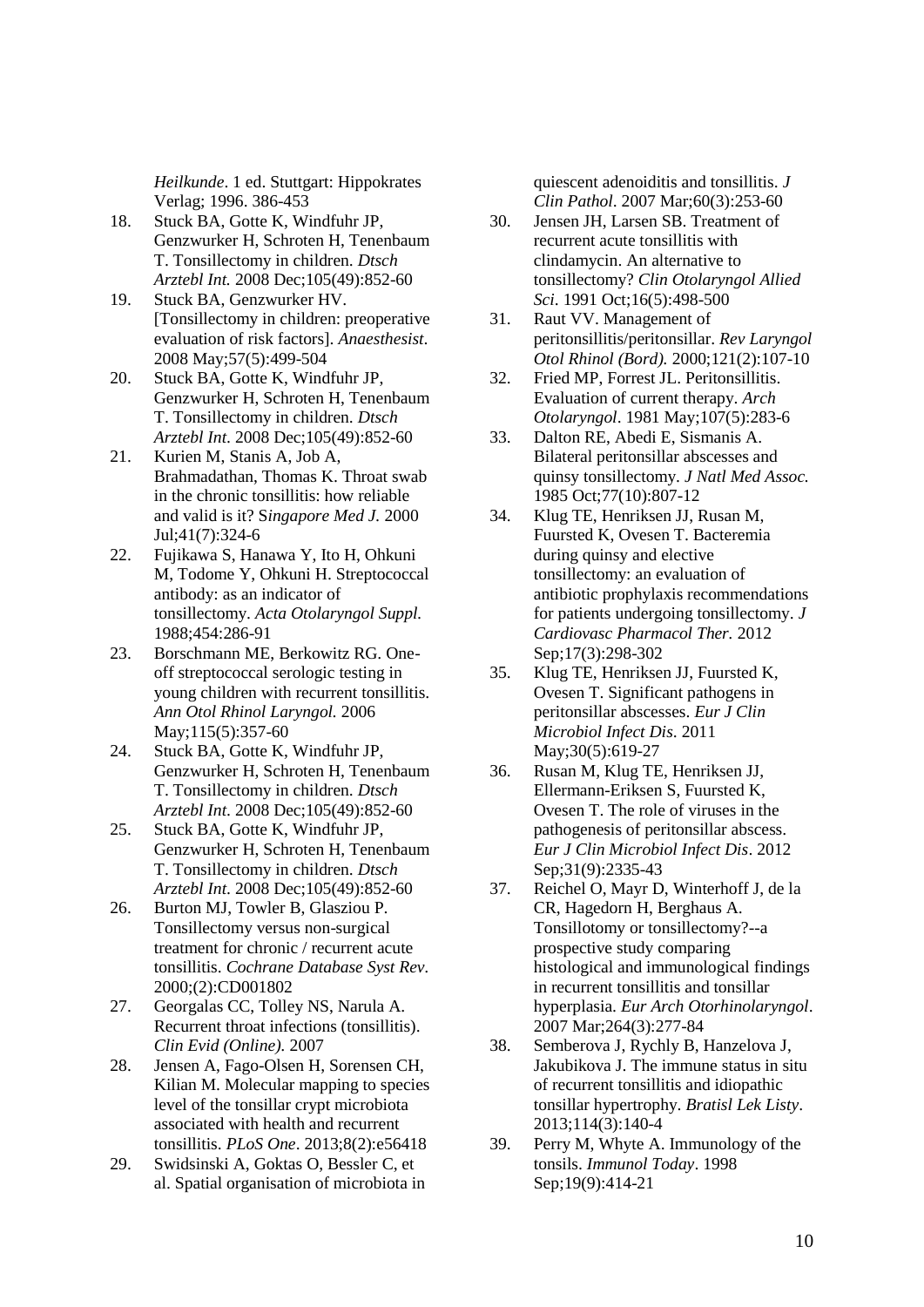*Heilkunde*. 1 ed. Stuttgart: Hippokrates Verlag; 1996. 386-453

18. Stuck BA, Gotte K, Windfuhr JP, Genzwurker H, Schroten H, Tenenbaum T. Tonsillectomy in children. *Dtsch Arztebl Int.* 2008 Dec;105(49):852-60
19. Stuck BA, Genzwurker HV. [Tonsillectomy in children: preoperative evaluation of risk factors]. *Anaesthesist*. 2008 May;57(5):499-504
20. Stuck BA, Gotte K, Windfuhr JP, Genzwurker H, Schroten H, Tenenbaum T. Tonsillectomy in children. *Dtsch Arztebl Int*. 2008 Dec;105(49):852-60
21. Kurien M, Stanis A, Job A, Brahmadathan, Thomas K. Throat swab in the chronic tonsillitis: how reliable and valid is it? *Singapore Med J.* 2000 Jul;41(7):324-6
22. Fujikawa S, Hanawa Y, Ito H, Ohkuni M, Todome Y, Ohkuni H. Streptococcal antibody: as an indicator of tonsillectomy. *Acta Otolaryngol Suppl.* 1988;454:286-91
23. Borschmann ME, Berkowitz RG. One-off streptococcal serologic testing in young children with recurrent tonsillitis. *Ann Otol Rhinol Laryngol.* 2006 May;115(5):357-60
24. Stuck BA, Gotte K, Windfuhr JP, Genzwurker H, Schroten H, Tenenbaum T. Tonsillectomy in children. *Dtsch Arztebl Int*. 2008 Dec;105(49):852-60
25. Stuck BA, Gotte K, Windfuhr JP, Genzwurker H, Schroten H, Tenenbaum T. Tonsillectomy in children. *Dtsch Arztebl Int*. 2008 Dec;105(49):852-60
26. Burton MJ, Towler B, Glasziou P. Tonsillectomy versus non-surgical treatment for chronic / recurrent acute tonsillitis. *Cochrane Database Syst Rev*. 2000;(2):CD001802
27. Georgalas CC, Tolley NS, Narula A. Recurrent throat infections (tonsillitis). *Clin Evid (Online).* 2007
28. Jensen A, Fago-Olsen H, Sorensen CH, Kilian M. Molecular mapping to species level of the tonsillar crypt microbiota associated with health and recurrent tonsillitis. *PLoS One*. 2013;8(2):e56418
29. Swidsinski A, Goktas O, Bessler C, et al. Spatial organisation of microbiota in quiescent adenoiditis and tonsillitis. *J Clin Pathol*. 2007 Mar;60(3):253-60
30. Jensen JH, Larsen SB. Treatment of recurrent acute tonsillitis with clindamycin. An alternative to tonsillectomy? *Clin Otolaryngol Allied Sci*. 1991 Oct;16(5):498-500
31. Raut VV. Management of peritonsillitis/peritonsillar. *Rev Laryngol Otol Rhinol (Bord).* 2000;121(2):107-10
32. Fried MP, Forrest JL. Peritonsillitis. Evaluation of current therapy. *Arch Otolaryngol*. 1981 May;107(5):283-6
33. Dalton RE, Abedi E, Sismanis A. Bilateral peritonsillar abscesses and quinsy tonsillectomy. *J Natl Med Assoc.* 1985 Oct;77(10):807-12
34. Klug TE, Henriksen JJ, Rusan M, Fuursted K, Ovesen T. Bacteremia during quinsy and elective tonsillectomy: an evaluation of antibiotic prophylaxis recommendations for patients undergoing tonsillectomy. *J Cardiovasc Pharmacol Ther.* 2012 Sep;17(3):298-302
35. Klug TE, Henriksen JJ, Fuursted K, Ovesen T. Significant pathogens in peritonsillar abscesses. *Eur J Clin Microbiol Infect Dis*. 2011 May;30(5):619-27
36. Rusan M, Klug TE, Henriksen JJ, Ellermann-Eriksen S, Fuursted K, Ovesen T. The role of viruses in the pathogenesis of peritonsillar abscess. *Eur J Clin Microbiol Infect Dis*. 2012 Sep;31(9):2335-43
37. Reichel O, Mayr D, Winterhoff J, de la CR, Hagedorn H, Berghaus A. Tonsillotomy or tonsillectomy?--a prospective study comparing histological and immunological findings in recurrent tonsillitis and tonsillar hyperplasia. *Eur Arch Otorhinolaryngol*. 2007 Mar;264(3):277-84
38. Semberova J, Rychly B, Hanzelova J, Jakubikova J. The immune status in situ of recurrent tonsillitis and idiopathic tonsillar hypertrophy. *Bratisl Lek Listy*. 2013;114(3):140-4
39. Perry M, Whyte A. Immunology of the tonsils. *Immunol Today*. 1998 Sep;19(9):414-21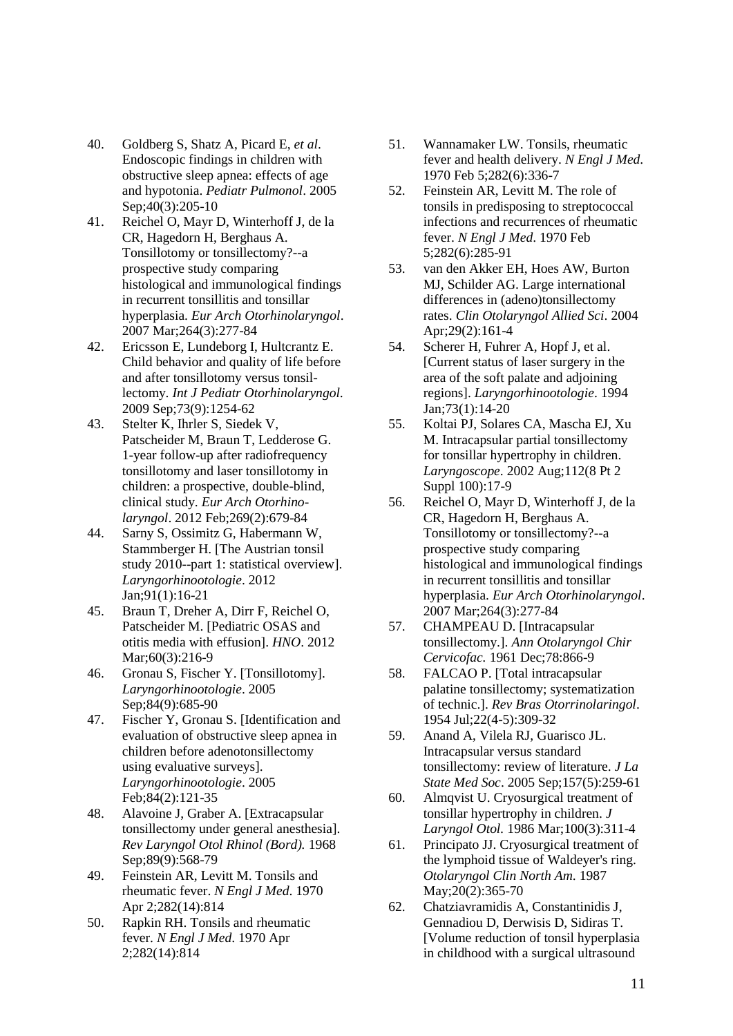40. Goldberg S, Shatz A, Picard E, *et al*. Endoscopic findings in children with obstructive sleep apnea: effects of age and hypotonia. *Pediatr Pulmonol*. 2005 Sep;40(3):205-10
41. Reichel O, Mayr D, Winterhoff J, de la CR, Hagedorn H, Berghaus A. Tonsillotomy or tonsillectomy?--a prospective study comparing histological and immunological findings in recurrent tonsillitis and tonsillar hyperplasia. *Eur Arch Otorhinolaryngol*. 2007 Mar;264(3):277-84
42. Ericsson E, Lundeborg I, Hultcrantz E. Child behavior and quality of life before and after tonsillotomy versus tonsil-lectomy. *Int J Pediatr Otorhinolaryngol.* 2009 Sep;73(9):1254-62
43. Stelter K, Ihrler S, Siedek V, Patscheider M, Braun T, Ledderose G. 1-year follow-up after radiofrequency tonsillotomy and laser tonsillotomy in children: a prospective, double-blind, clinical study. *Eur Arch Otorhino-laryngol*. 2012 Feb;269(2):679-84
44. Sarny S, Ossimitz G, Habermann W, Stammberger H. [The Austrian tonsil study 2010--part 1: statistical overview]. *Laryngorhinootologie*. 2012 Jan;91(1):16-21
45. Braun T, Dreher A, Dirr F, Reichel O, Patscheider M. [Pediatric OSAS and otitis media with effusion]. *HNO*. 2012 Mar;60(3):216-9
46. Gronau S, Fischer Y. [Tonsillotomy]. *Laryngorhinootologie*. 2005 Sep;84(9):685-90
47. Fischer Y, Gronau S. [Identification and evaluation of obstructive sleep apnea in children before adenotonsillectomy using evaluative surveys]. *Laryngorhinootologie*. 2005 Feb;84(2):121-35
48. Alavoine J, Graber A. [Extracapsular tonsillectomy under general anesthesia]. *Rev Laryngol Otol Rhinol (Bord).* 1968 Sep;89(9):568-79
49. Feinstein AR, Levitt M. Tonsils and rheumatic fever. *N Engl J Med*. 1970 Apr 2;282(14):814
50. Rapkin RH. Tonsils and rheumatic fever. *N Engl J Med*. 1970 Apr 2;282(14):814
51. Wannamaker LW. Tonsils, rheumatic fever and health delivery. *N Engl J Med*. 1970 Feb 5;282(6):336-7
52. Feinstein AR, Levitt M. The role of tonsils in predisposing to streptococcal infections and recurrences of rheumatic fever. *N Engl J Med*. 1970 Feb 5;282(6):285-91
53. van den Akker EH, Hoes AW, Burton MJ, Schilder AG. Large international differences in (adeno)tonsillectomy rates. *Clin Otolaryngol Allied Sci*. 2004 Apr;29(2):161-4
54. Scherer H, Fuhrer A, Hopf J, et al. [Current status of laser surgery in the area of the soft palate and adjoining regions]. *Laryngorhinootologie*. 1994 Jan;73(1):14-20
55. Koltai PJ, Solares CA, Mascha EJ, Xu M. Intracapsular partial tonsillectomy for tonsillar hypertrophy in children. *Laryngoscope*. 2002 Aug;112(8 Pt 2 Suppl 100):17-9
56. Reichel O, Mayr D, Winterhoff J, de la CR, Hagedorn H, Berghaus A. Tonsillotomy or tonsillectomy?--a prospective study comparing histological and immunological findings in recurrent tonsillitis and tonsillar hyperplasia. *Eur Arch Otorhinolaryngol*. 2007 Mar;264(3):277-84
57. CHAMPEAU D. [Intracapsular tonsillectomy.]. *Ann Otolaryngol Chir Cervicofac.* 1961 Dec;78:866-9
58. FALCAO P. [Total intracapsular palatine tonsillectomy; systematization of technic.]. *Rev Bras Otorrinolaringol*. 1954 Jul;22(4-5):309-32
59. Anand A, Vilela RJ, Guarisco JL. Intracapsular versus standard tonsillectomy: review of literature. *J La State Med Soc*. 2005 Sep;157(5):259-61
60. Almqvist U. Cryosurgical treatment of tonsillar hypertrophy in children. *J Laryngol Otol.* 1986 Mar;100(3):311-4
61. Principato JJ. Cryosurgical treatment of the lymphoid tissue of Waldeyer's ring. *Otolaryngol Clin North Am.* 1987 May;20(2):365-70
62. Chatziavramidis A, Constantinidis J, Gennadiou D, Derwisis D, Sidiras T. [Volume reduction of tonsil hyperplasia in childhood with a surgical ultrasound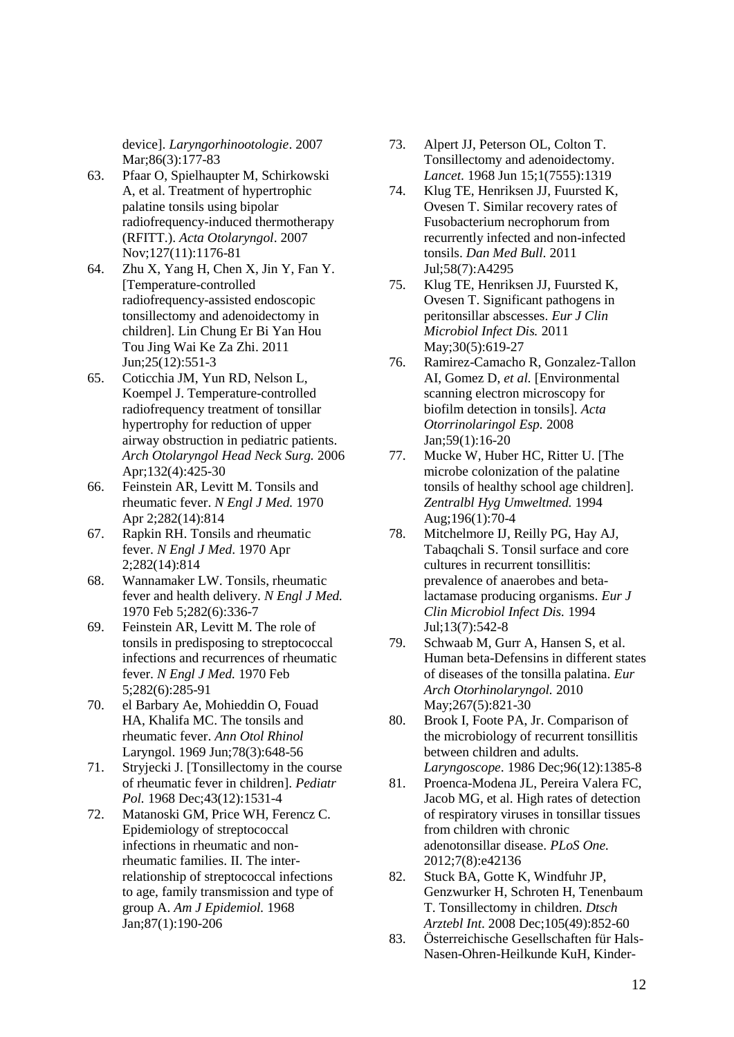device]. *Laryngorhinootologie*. 2007 Mar;86(3):177-83

63. Pfaar O, Spielhaupter M, Schirkowski A, et al. Treatment of hypertrophic palatine tonsils using bipolar radiofrequency-induced thermotherapy (RFITT.). *Acta Otolaryngol*. 2007 Nov;127(11):1176-81
64. Zhu X, Yang H, Chen X, Jin Y, Fan Y. [Temperature-controlled radiofrequency-assisted endoscopic tonsillectomy and adenoidectomy in children]. Lin Chung Er Bi Yan Hou Tou Jing Wai Ke Za Zhi. 2011 Jun;25(12):551-3
65. Coticchia JM, Yun RD, Nelson L, Koempel J. Temperature-controlled radiofrequency treatment of tonsillar hypertrophy for reduction of upper airway obstruction in pediatric patients. *Arch Otolaryngol Head Neck Surg.* 2006 Apr;132(4):425-30
66. Feinstein AR, Levitt M. Tonsils and rheumatic fever. *N Engl J Med.* 1970 Apr 2;282(14):814
67. Rapkin RH. Tonsils and rheumatic fever. *N Engl J Med*. 1970 Apr 2;282(14):814
68. Wannamaker LW. Tonsils, rheumatic fever and health delivery. *N Engl J Med.* 1970 Feb 5;282(6):336-7
69. Feinstein AR, Levitt M. The role of tonsils in predisposing to streptococcal infections and recurrences of rheumatic fever. *N Engl J Med.* 1970 Feb 5;282(6):285-91
70. el Barbary Ae, Mohieddin O, Fouad HA, Khalifa MC. The tonsils and rheumatic fever. *Ann Otol Rhinol* Laryngol. 1969 Jun;78(3):648-56
71. Stryjecki J. [Tonsillectomy in the course of rheumatic fever in children]. *Pediatr Pol.* 1968 Dec;43(12):1531-4
72. Matanoski GM, Price WH, Ferencz C. Epidemiology of streptococcal infections in rheumatic and non-rheumatic families. II. The inter-relationship of streptococcal infections to age, family transmission and type of group A. *Am J Epidemiol.* 1968 Jan;87(1):190-206
73. Alpert JJ, Peterson OL, Colton T. Tonsillectomy and adenoidectomy. *Lancet*. 1968 Jun 15;1(7555):1319
74. Klug TE, Henriksen JJ, Fuursted K, Ovesen T. Similar recovery rates of Fusobacterium necrophorum from recurrently infected and non-infected tonsils. *Dan Med Bull*. 2011 Jul;58(7):A4295
75. Klug TE, Henriksen JJ, Fuursted K, Ovesen T. Significant pathogens in peritonsillar abscesses. *Eur J Clin Microbiol Infect Dis.* 2011 May;30(5):619-27
76. Ramirez-Camacho R, Gonzalez-Tallon AI, Gomez D, *et al.* [Environmental scanning electron microscopy for biofilm detection in tonsils]. *Acta Otorrinolaringol Esp.* 2008 Jan;59(1):16-20
77. Mucke W, Huber HC, Ritter U. [The microbe colonization of the palatine tonsils of healthy school age children]. *Zentralbl Hyg Umweltmed.* 1994 Aug;196(1):70-4
78. Mitchelmore IJ, Reilly PG, Hay AJ, Tabaqchali S. Tonsil surface and core cultures in recurrent tonsillitis: prevalence of anaerobes and beta-lactamase producing organisms. *Eur J Clin Microbiol Infect Dis.* 1994 Jul;13(7):542-8
79. Schwaab M, Gurr A, Hansen S, et al. Human beta-Defensins in different states of diseases of the tonsilla palatina. *Eur Arch Otorhinolaryngol.* 2010 May;267(5):821-30
80. Brook I, Foote PA, Jr. Comparison of the microbiology of recurrent tonsillitis between children and adults. *Laryngoscope*. 1986 Dec;96(12):1385-8
81. Proenca-Modena JL, Pereira Valera FC, Jacob MG, et al. High rates of detection of respiratory viruses in tonsillar tissues from children with chronic adenotonsillar disease. *PLoS One.* 2012;7(8):e42136
82. Stuck BA, Gotte K, Windfuhr JP, Genzwurker H, Schroten H, Tenenbaum T. Tonsillectomy in children. *Dtsch Arztebl Int*. 2008 Dec;105(49):852-60
83. Österreichische Gesellschaften für Hals-Nasen-Ohren-Heilkunde KuH, Kinder-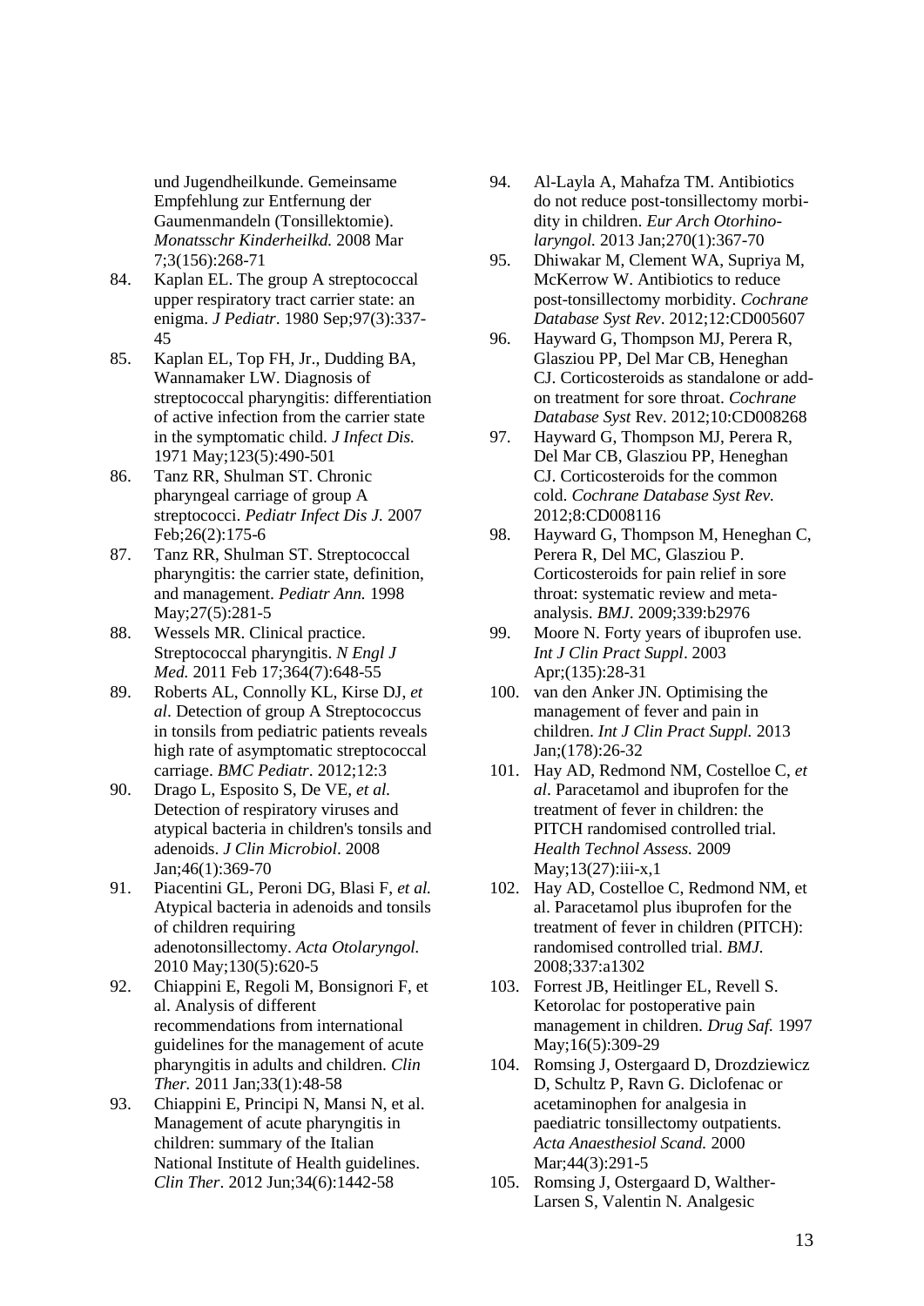und Jugendheilkunde. Gemeinsame Empfehlung zur Entfernung der Gaumenmandeln (Tonsillektomie). *Monatsschr Kinderheilkd.* 2008 Mar 7;3(156):268-71

84. Kaplan EL. The group A streptococcal upper respiratory tract carrier state: an enigma. *J Pediatr*. 1980 Sep;97(3):337-45
85. Kaplan EL, Top FH, Jr., Dudding BA, Wannamaker LW. Diagnosis of streptococcal pharyngitis: differentiation of active infection from the carrier state in the symptomatic child. *J Infect Dis.* 1971 May;123(5):490-501
86. Tanz RR, Shulman ST. Chronic pharyngeal carriage of group A streptococci. *Pediatr Infect Dis J.* 2007 Feb;26(2):175-6
87. Tanz RR, Shulman ST. Streptococcal pharyngitis: the carrier state, definition, and management. *Pediatr Ann.* 1998 May;27(5):281-5
88. Wessels MR. Clinical practice. Streptococcal pharyngitis. *N Engl J Med.* 2011 Feb 17;364(7):648-55
89. Roberts AL, Connolly KL, Kirse DJ, *et al*. Detection of group A Streptococcus in tonsils from pediatric patients reveals high rate of asymptomatic streptococcal carriage. *BMC Pediatr*. 2012;12:3
90. Drago L, Esposito S, De VE, *et al.* Detection of respiratory viruses and atypical bacteria in children's tonsils and adenoids. *J Clin Microbiol*. 2008 Jan;46(1):369-70
91. Piacentini GL, Peroni DG, Blasi F, *et al.* Atypical bacteria in adenoids and tonsils of children requiring adenotonsillectomy. *Acta Otolaryngol.* 2010 May;130(5):620-5
92. Chiappini E, Regoli M, Bonsignori F, et al. Analysis of different recommendations from international guidelines for the management of acute pharyngitis in adults and children. *Clin Ther.* 2011 Jan;33(1):48-58
93. Chiappini E, Principi N, Mansi N, et al. Management of acute pharyngitis in children: summary of the Italian National Institute of Health guidelines. *Clin Ther*. 2012 Jun;34(6):1442-58
94. Al-Layla A, Mahafza TM. Antibiotics do not reduce post-tonsillectomy morbidity in children. *Eur Arch Otorhinolaryngol.* 2013 Jan;270(1):367-70
95. Dhiwakar M, Clement WA, Supriya M, McKerrow W. Antibiotics to reduce post-tonsillectomy morbidity. *Cochrane Database Syst Rev*. 2012;12:CD005607
96. Hayward G, Thompson MJ, Perera R, Glasziou PP, Del Mar CB, Heneghan CJ. Corticosteroids as standalone or add-on treatment for sore throat. *Cochrane Database Syst* Rev. 2012;10:CD008268
97. Hayward G, Thompson MJ, Perera R, Del Mar CB, Glasziou PP, Heneghan CJ. Corticosteroids for the common cold. *Cochrane Database Syst Rev.* 2012;8:CD008116
98. Hayward G, Thompson M, Heneghan C, Perera R, Del MC, Glasziou P. Corticosteroids for pain relief in sore throat: systematic review and meta-analysis. *BMJ*. 2009;339:b2976
99. Moore N. Forty years of ibuprofen use. *Int J Clin Pract Suppl*. 2003 Apr;(135):28-31
100. van den Anker JN. Optimising the management of fever and pain in children. *Int J Clin Pract Suppl.* 2013 Jan;(178):26-32
101. Hay AD, Redmond NM, Costelloe C, *et al*. Paracetamol and ibuprofen for the treatment of fever in children: the PITCH randomised controlled trial. *Health Technol Assess.* 2009 May;13(27):iii-x,1
102. Hay AD, Costelloe C, Redmond NM, et al. Paracetamol plus ibuprofen for the treatment of fever in children (PITCH): randomised controlled trial. *BMJ.* 2008;337:a1302
103. Forrest JB, Heitlinger EL, Revell S. Ketorolac for postoperative pain management in children. *Drug Saf.* 1997 May;16(5):309-29
104. Romsing J, Ostergaard D, Drozdziewicz D, Schultz P, Ravn G. Diclofenac or acetaminophen for analgesia in paediatric tonsillectomy outpatients. *Acta Anaesthesiol Scand.* 2000 Mar;44(3):291-5
105. Romsing J, Ostergaard D, Walther-Larsen S, Valentin N. Analgesic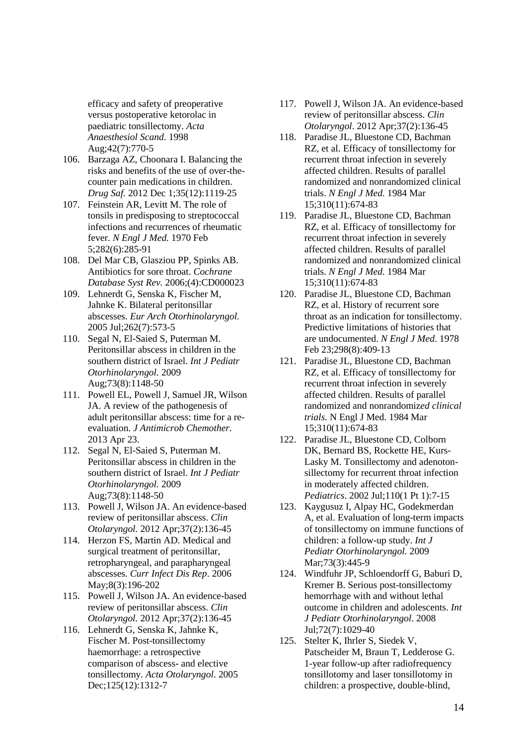efficacy and safety of preoperative versus postoperative ketorolac in paediatric tonsillectomy. *Acta Anaesthesiol Scand*. 1998 Aug;42(7):770-5

106. Barzaga AZ, Choonara I. Balancing the risks and benefits of the use of over-the-counter pain medications in children. *Drug Saf.* 2012 Dec 1;35(12):1119-25
107. Feinstein AR, Levitt M. The role of tonsils in predisposing to streptococcal infections and recurrences of rheumatic fever. *N Engl J Med.* 1970 Feb 5;282(6):285-91
108. Del Mar CB, Glasziou PP, Spinks AB. Antibiotics for sore throat. *Cochrane Database Syst Rev.* 2006;(4):CD000023
109. Lehnerdt G, Senska K, Fischer M, Jahnke K. Bilateral peritonsillar abscesses. *Eur Arch Otorhinolaryngol.* 2005 Jul;262(7):573-5
110. Segal N, El-Saied S, Puterman M. Peritonsillar abscess in children in the southern district of Israel. *Int J Pediatr Otorhinolaryngol.* 2009 Aug;73(8):1148-50
111. Powell EL, Powell J, Samuel JR, Wilson JA. A review of the pathogenesis of adult peritonsillar abscess: time for a re-evaluation. *J Antimicrob Chemother.* 2013 Apr 23.
112. Segal N, El-Saied S, Puterman M. Peritonsillar abscess in children in the southern district of Israel. *Int J Pediatr Otorhinolaryngol.* 2009 Aug;73(8):1148-50
113. Powell J, Wilson JA. An evidence-based review of peritonsillar abscess. *Clin Otolaryngol.* 2012 Apr;37(2):136-45
114. Herzon FS, Martin AD. Medical and surgical treatment of peritonsillar, retropharyngeal, and parapharyngeal abscesses. *Curr Infect Dis Rep*. 2006 May;8(3):196-202
115. Powell J, Wilson JA. An evidence-based review of peritonsillar abscess. *Clin Otolaryngol.* 2012 Apr;37(2):136-45
116. Lehnerdt G, Senska K, Jahnke K, Fischer M. Post-tonsillectomy haemorrhage: a retrospective comparison of abscess- and elective tonsillectomy. *Acta Otolaryngol*. 2005 Dec;125(12):1312-7
117. Powell J, Wilson JA. An evidence-based review of peritonsillar abscess. *Clin Otolaryngol*. 2012 Apr;37(2):136-45
118. Paradise JL, Bluestone CD, Bachman RZ, et al. Efficacy of tonsillectomy for recurrent throat infection in severely affected children. Results of parallel randomized and nonrandomized clinical trials. *N Engl J Med.* 1984 Mar 15;310(11):674-83
119. Paradise JL, Bluestone CD, Bachman RZ, et al. Efficacy of tonsillectomy for recurrent throat infection in severely affected children. Results of parallel randomized and nonrandomized clinical trials. *N Engl J Med.* 1984 Mar 15;310(11):674-83
120. Paradise JL, Bluestone CD, Bachman RZ, et al. History of recurrent sore throat as an indication for tonsillectomy. Predictive limitations of histories that are undocumented. *N Engl J Med*. 1978 Feb 23;298(8):409-13
121. Paradise JL, Bluestone CD, Bachman RZ, et al. Efficacy of tonsillectomy for recurrent throat infection in severely affected children. Results of parallel randomized and nonrandomiz*ed clinical trials.* N Engl J Med. 1984 Mar 15;310(11):674-83
122. Paradise JL, Bluestone CD, Colborn DK, Bernard BS, Rockette HE, Kurs-Lasky M. Tonsillectomy and adenotonsillectomy for recurrent throat infection in moderately affected children. *Pediatrics*. 2002 Jul;110(1 Pt 1):7-15
123. Kaygusuz I, Alpay HC, Godekmerdan A, et al. Evaluation of long-term impacts of tonsillectomy on immune functions of children: a follow-up study. *Int J Pediatr Otorhinolaryngol.* 2009 Mar;73(3):445-9
124. Windfuhr JP, Schloendorff G, Baburi D, Kremer B. Serious post-tonsillectomy hemorrhage with and without lethal outcome in children and adolescents. *Int J Pediatr Otorhinolaryngol*. 2008 Jul;72(7):1029-40
125. Stelter K, Ihrler S, Siedek V, Patscheider M, Braun T, Ledderose G. 1-year follow-up after radiofrequency tonsillotomy and laser tonsillotomy in children: a prospective, double-blind,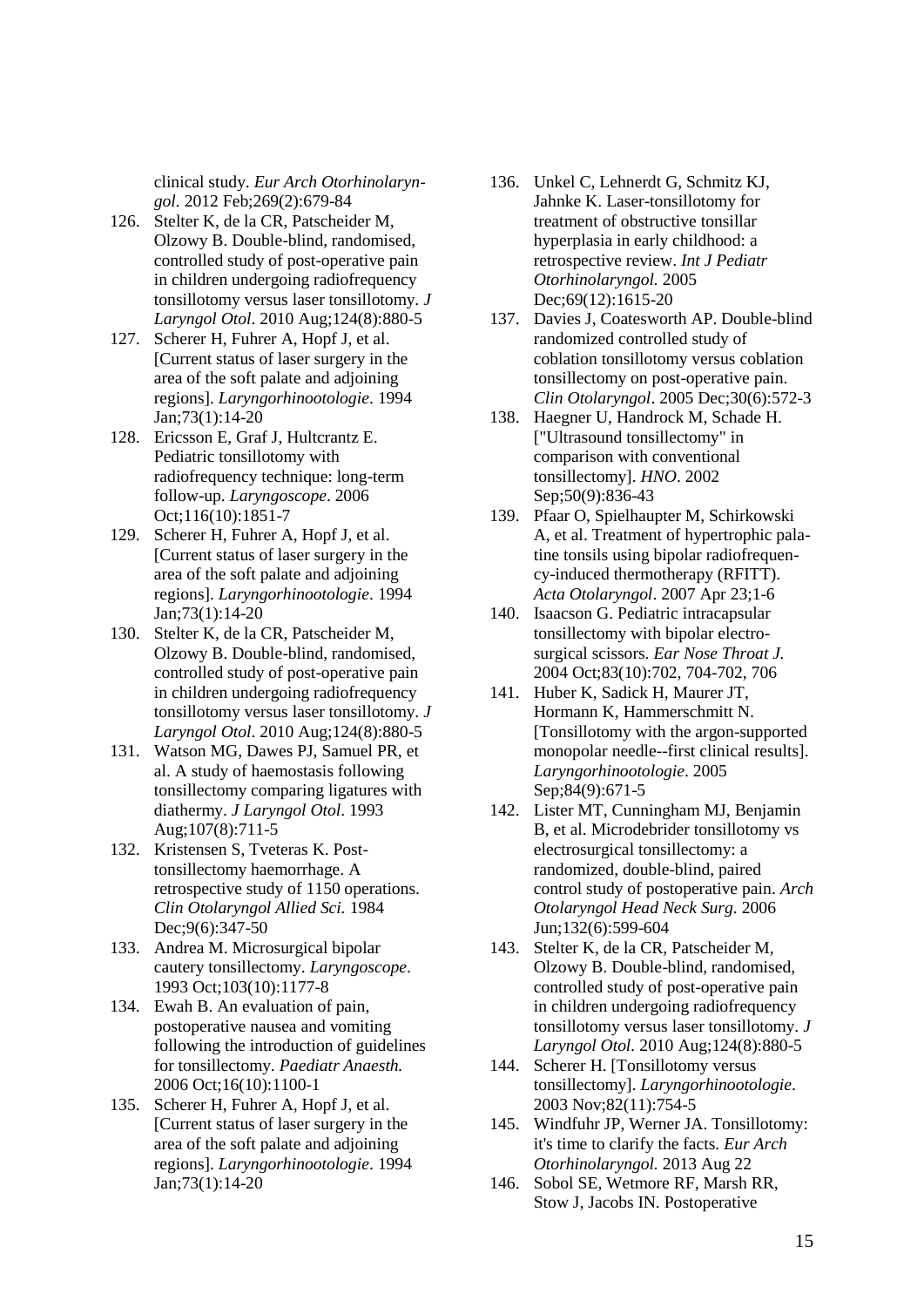clinical study. *Eur Arch Otorhinolaryngol*. 2012 Feb;269(2):679-84

126. Stelter K, de la CR, Patscheider M, Olzowy B. Double-blind, randomised, controlled study of post-operative pain in children undergoing radiofrequency tonsillotomy versus laser tonsillotomy. *J Laryngol Otol*. 2010 Aug;124(8):880-5
127. Scherer H, Fuhrer A, Hopf J, et al. [Current status of laser surgery in the area of the soft palate and adjoining regions]. *Laryngorhinootologie*. 1994 Jan;73(1):14-20
128. Ericsson E, Graf J, Hultcrantz E. Pediatric tonsillotomy with radiofrequency technique: long-term follow-up. *Laryngoscope*. 2006 Oct;116(10):1851-7
129. Scherer H, Fuhrer A, Hopf J, et al. [Current status of laser surgery in the area of the soft palate and adjoining regions]. *Laryngorhinootologie*. 1994 Jan;73(1):14-20
130. Stelter K, de la CR, Patscheider M, Olzowy B. Double-blind, randomised, controlled study of post-operative pain in children undergoing radiofrequency tonsillotomy versus laser tonsillotomy. *J Laryngol Otol*. 2010 Aug;124(8):880-5
131. Watson MG, Dawes PJ, Samuel PR, et al. A study of haemostasis following tonsillectomy comparing ligatures with diathermy. *J Laryngol Otol*. 1993 Aug;107(8):711-5
132. Kristensen S, Tveteras K. Post-tonsillectomy haemorrhage. A retrospective study of 1150 operations. *Clin Otolaryngol Allied Sci.* 1984 Dec;9(6):347-50
133. Andrea M. Microsurgical bipolar cautery tonsillectomy. *Laryngoscope*. 1993 Oct;103(10):1177-8
134. Ewah B. An evaluation of pain, postoperative nausea and vomiting following the introduction of guidelines for tonsillectomy. *Paediatr Anaesth.* 2006 Oct;16(10):1100-1
135. Scherer H, Fuhrer A, Hopf J, et al. [Current status of laser surgery in the area of the soft palate and adjoining regions]. *Laryngorhinootologie*. 1994 Jan;73(1):14-20
136. Unkel C, Lehnerdt G, Schmitz KJ, Jahnke K. Laser-tonsillotomy for treatment of obstructive tonsillar hyperplasia in early childhood: a retrospective review. *Int J Pediatr Otorhinolaryngol.* 2005 Dec;69(12):1615-20
137. Davies J, Coatesworth AP. Double-blind randomized controlled study of coblation tonsillotomy versus coblation tonsillectomy on post-operative pain. *Clin Otolaryngol*. 2005 Dec;30(6):572-3
138. Haegner U, Handrock M, Schade H. ["Ultrasound tonsillectomy" in comparison with conventional tonsillectomy]. *HNO*. 2002 Sep;50(9):836-43
139. Pfaar O, Spielhaupter M, Schirkowski A, et al. Treatment of hypertrophic palatine tonsils using bipolar radiofrequency-induced thermotherapy (RFITT). *Acta Otolaryngol*. 2007 Apr 23;1-6
140. Isaacson G. Pediatric intracapsular tonsillectomy with bipolar electrosurgical scissors. *Ear Nose Throat J.* 2004 Oct;83(10):702, 704-702, 706
141. Huber K, Sadick H, Maurer JT, Hormann K, Hammerschmitt N. [Tonsillotomy with the argon-supported monopolar needle--first clinical results]. *Laryngorhinootologie*. 2005 Sep;84(9):671-5
142. Lister MT, Cunningham MJ, Benjamin B, et al. Microdebrider tonsillotomy vs electrosurgical tonsillectomy: a randomized, double-blind, paired control study of postoperative pain. *Arch Otolaryngol Head Neck Surg*. 2006 Jun;132(6):599-604
143. Stelter K, de la CR, Patscheider M, Olzowy B. Double-blind, randomised, controlled study of post-operative pain in children undergoing radiofrequency tonsillotomy versus laser tonsillotomy. *J Laryngol Otol.* 2010 Aug;124(8):880-5
144. Scherer H. [Tonsillotomy versus tonsillectomy]. *Laryngorhinootologie*. 2003 Nov;82(11):754-5
145. Windfuhr JP, Werner JA. Tonsillotomy: it's time to clarify the facts. *Eur Arch Otorhinolaryngol.* 2013 Aug 22
146. Sobol SE, Wetmore RF, Marsh RR, Stow J, Jacobs IN. Postoperative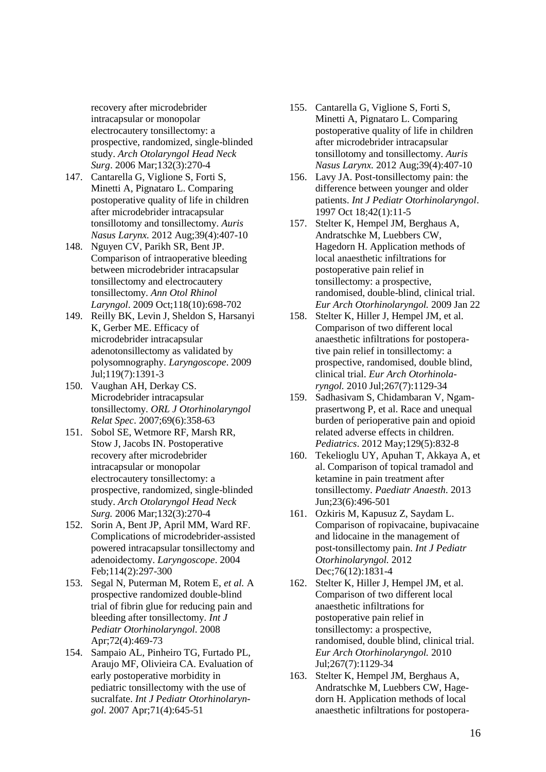recovery after microdebrider intracapsular or monopolar electrocautery tonsillectomy: a prospective, randomized, single-blinded study. *Arch Otolaryngol Head Neck Surg*. 2006 Mar;132(3):270-4

147. Cantarella G, Viglione S, Forti S, Minetti A, Pignataro L. Comparing postoperative quality of life in children after microdebrider intracapsular tonsillotomy and tonsillectomy. *Auris Nasus Larynx.* 2012 Aug;39(4):407-10
148. Nguyen CV, Parikh SR, Bent JP. Comparison of intraoperative bleeding between microdebrider intracapsular tonsillectomy and electrocautery tonsillectomy. *Ann Otol Rhinol Laryngol*. 2009 Oct;118(10):698-702
149. Reilly BK, Levin J, Sheldon S, Harsanyi K, Gerber ME. Efficacy of microdebrider intracapsular adenotonsillectomy as validated by polysomnography. *Laryngoscope*. 2009 Jul;119(7):1391-3
150. Vaughan AH, Derkay CS. Microdebrider intracapsular tonsillectomy. *ORL J Otorhinolaryngol Relat Spec*. 2007;69(6):358-63
151. Sobol SE, Wetmore RF, Marsh RR, Stow J, Jacobs IN. Postoperative recovery after microdebrider intracapsular or monopolar electrocautery tonsillectomy: a prospective, randomized, single-blinded study. *Arch Otolaryngol Head Neck Surg.* 2006 Mar;132(3):270-4
152. Sorin A, Bent JP, April MM, Ward RF. Complications of microdebrider-assisted powered intracapsular tonsillectomy and adenoidectomy. *Laryngoscope*. 2004 Feb;114(2):297-300
153. Segal N, Puterman M, Rotem E, *et al.* A prospective randomized double-blind trial of fibrin glue for reducing pain and bleeding after tonsillectomy. *Int J Pediatr Otorhinolaryngol.* 2008 Apr;72(4):469-73
154. Sampaio AL, Pinheiro TG, Furtado PL, Araujo MF, Olivieira CA. Evaluation of early postoperative morbidity in pediatric tonsillectomy with the use of sucralfate. *Int J Pediatr Otorhinolaryngol.* 2007 Apr;71(4):645-51
155. Cantarella G, Viglione S, Forti S, Minetti A, Pignataro L. Comparing postoperative quality of life in children after microdebrider intracapsular tonsillotomy and tonsillectomy. *Auris Nasus Larynx.* 2012 Aug;39(4):407-10
156. Lavy JA. Post-tonsillectomy pain: the difference between younger and older patients. *Int J Pediatr Otorhinolaryngol*. 1997 Oct 18;42(1):11-5
157. Stelter K, Hempel JM, Berghaus A, Andratschke M, Luebbers CW, Hagedorn H. Application methods of local anaesthetic infiltrations for postoperative pain relief in tonsillectomy: a prospective, randomised, double-blind, clinical trial. *Eur Arch Otorhinolaryngol.* 2009 Jan 22
158. Stelter K, Hiller J, Hempel JM, et al. Comparison of two different local anaesthetic infiltrations for postoperative pain relief in tonsillectomy: a prospective, randomised, double blind, clinical trial. *Eur Arch Otorhinolaryngol.* 2010 Jul;267(7):1129-34
159. Sadhasivam S, Chidambaran V, Ngamprasertwong P, et al. Race and unequal burden of perioperative pain and opioid related adverse effects in children. *Pediatrics*. 2012 May;129(5):832-8
160. Tekelioglu UY, Apuhan T, Akkaya A, et al. Comparison of topical tramadol and ketamine in pain treatment after tonsillectomy. *Paediatr Anaesth*. 2013 Jun;23(6):496-501
161. Ozkiris M, Kapusuz Z, Saydam L. Comparison of ropivacaine, bupivacaine and lidocaine in the management of post-tonsillectomy pain. *Int J Pediatr Otorhinolaryngol.* 2012 Dec;76(12):1831-4
162. Stelter K, Hiller J, Hempel JM, et al. Comparison of two different local anaesthetic infiltrations for postoperative pain relief in tonsillectomy: a prospective, randomised, double blind, clinical trial. *Eur Arch Otorhinolaryngol.* 2010 Jul;267(7):1129-34
163. Stelter K, Hempel JM, Berghaus A, Andratschke M, Luebbers CW, Hagedorn H. Application methods of local anaesthetic infiltrations for postopera-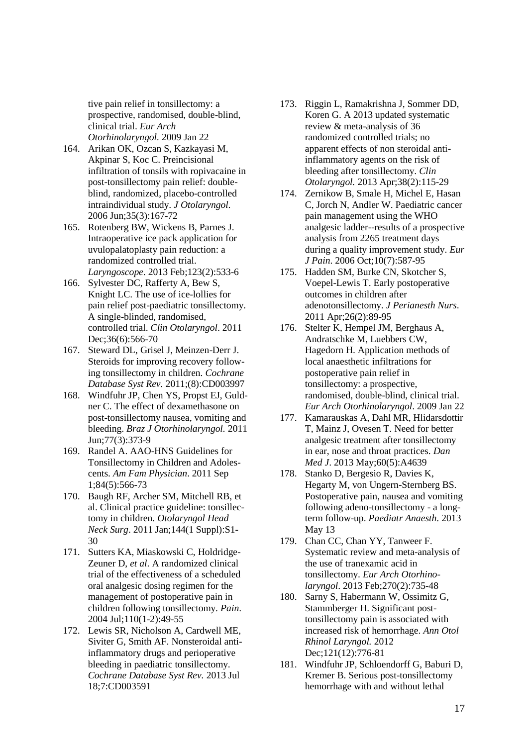tive pain relief in tonsillectomy: a prospective, randomised, double-blind, clinical trial. *Eur Arch Otorhinolaryngol.* 2009 Jan 22

164. Arikan OK, Ozcan S, Kazkayasi M, Akpinar S, Koc C. Preincisional infiltration of tonsils with ropivacaine in post-tonsillectomy pain relief: double-blind, randomized, placebo-controlled intraindividual study. *J Otolaryngol.* 2006 Jun;35(3):167-72
165. Rotenberg BW, Wickens B, Parnes J. Intraoperative ice pack application for uvulopalatoplasty pain reduction: a randomized controlled trial. *Laryngoscope*. 2013 Feb;123(2):533-6
166. Sylvester DC, Rafferty A, Bew S, Knight LC. The use of ice-lollies for pain relief post-paediatric tonsillectomy. A single-blinded, randomised, controlled trial. *Clin Otolaryngol*. 2011 Dec;36(6):566-70
167. Steward DL, Grisel J, Meinzen-Derr J. Steroids for improving recovery following tonsillectomy in children. *Cochrane Database Syst Rev.* 2011;(8):CD003997
168. Windfuhr JP, Chen YS, Propst EJ, Guldner C. The effect of dexamethasone on post-tonsillectomy nausea, vomiting and bleeding. *Braz J Otorhinolaryngol.* 2011 Jun;77(3):373-9
169. Randel A. AAO-HNS Guidelines for Tonsillectomy in Children and Adolescents. *Am Fam Physician*. 2011 Sep 1;84(5):566-73
170. Baugh RF, Archer SM, Mitchell RB, et al. Clinical practice guideline: tonsillectomy in children. *Otolaryngol Head Neck Surg*. 2011 Jan;144(1 Suppl):S1-30
171. Sutters KA, Miaskowski C, Holdridge-Zeuner D, *et al*. A randomized clinical trial of the effectiveness of a scheduled oral analgesic dosing regimen for the management of postoperative pain in children following tonsillectomy. *Pain*. 2004 Jul;110(1-2):49-55
172. Lewis SR, Nicholson A, Cardwell ME, Siviter G, Smith AF. Nonsteroidal anti-inflammatory drugs and perioperative bleeding in paediatric tonsillectomy. *Cochrane Database Syst Rev.* 2013 Jul 18;7:CD003591
173. Riggin L, Ramakrishna J, Sommer DD, Koren G. A 2013 updated systematic review & meta-analysis of 36 randomized controlled trials; no apparent effects of non steroidal anti-inflammatory agents on the risk of bleeding after tonsillectomy. *Clin Otolaryngol.* 2013 Apr;38(2):115-29
174. Zernikow B, Smale H, Michel E, Hasan C, Jorch N, Andler W. Paediatric cancer pain management using the WHO analgesic ladder--results of a prospective analysis from 2265 treatment days during a quality improvement study. *Eur J Pain*. 2006 Oct;10(7):587-95
175. Hadden SM, Burke CN, Skotcher S, Voepel-Lewis T. Early postoperative outcomes in children after adenotonsillectomy. *J Perianesth Nurs*. 2011 Apr;26(2):89-95
176. Stelter K, Hempel JM, Berghaus A, Andratschke M, Luebbers CW, Hagedorn H. Application methods of local anaesthetic infiltrations for postoperative pain relief in tonsillectomy: a prospective, randomised, double-blind, clinical trial. *Eur Arch Otorhinolaryngol*. 2009 Jan 22
177. Kamarauskas A, Dahl MR, Hlidarsdottir T, Mainz J, Ovesen T. Need for better analgesic treatment after tonsillectomy in ear, nose and throat practices. *Dan Med J*. 2013 May;60(5):A4639
178. Stanko D, Bergesio R, Davies K, Hegarty M, von Ungern-Sternberg BS. Postoperative pain, nausea and vomiting following adeno-tonsillectomy - a long-term follow-up. *Paediatr Anaesth*. 2013 May 13
179. Chan CC, Chan YY, Tanweer F. Systematic review and meta-analysis of the use of tranexamic acid in tonsillectomy. *Eur Arch Otorhinolaryngol*. 2013 Feb;270(2):735-48
180. Sarny S, Habermann W, Ossimitz G, Stammberger H. Significant post-tonsillectomy pain is associated with increased risk of hemorrhage. *Ann Otol Rhinol Laryngol.* 2012 Dec;121(12):776-81
181. Windfuhr JP, Schloendorff G, Baburi D, Kremer B. Serious post-tonsillectomy hemorrhage with and without lethal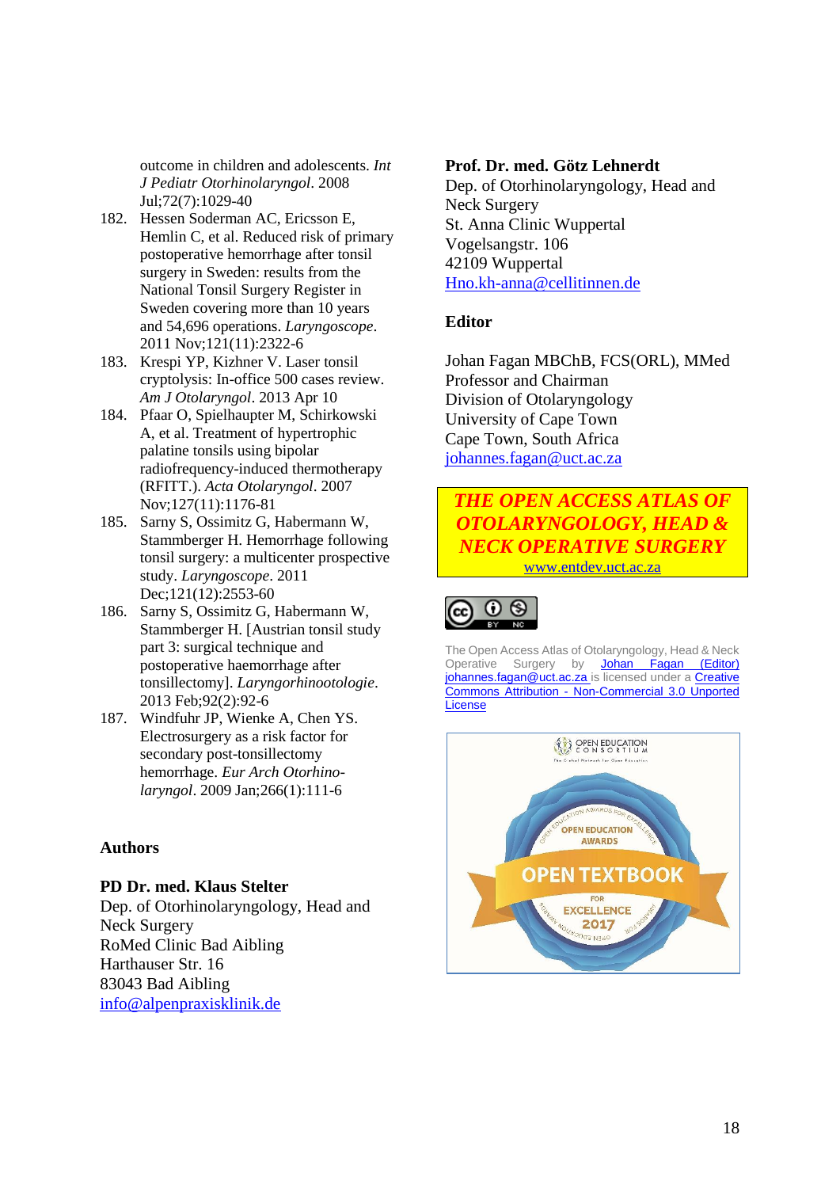outcome in children and adolescents. *Int J Pediatr Otorhinolaryngol*. 2008 Jul;72(7):1029-40

182. Hessen Soderman AC, Ericsson E, Hemlin C, et al. Reduced risk of primary postoperative hemorrhage after tonsil surgery in Sweden: results from the National Tonsil Surgery Register in Sweden covering more than 10 years and 54,696 operations. *Laryngoscope*. 2011 Nov;121(11):2322-6
183. Krespi YP, Kizhner V. Laser tonsil cryptolysis: In-office 500 cases review. *Am J Otolaryngol*. 2013 Apr 10
184. Pfaar O, Spielhaupter M, Schirkowski A, et al. Treatment of hypertrophic palatine tonsils using bipolar radiofrequency-induced thermotherapy (RFITT.). *Acta Otolaryngol*. 2007 Nov;127(11):1176-81
185. Sarny S, Ossimitz G, Habermann W, Stammberger H. Hemorrhage following tonsil surgery: a multicenter prospective study. *Laryngoscope*. 2011 Dec;121(12):2553-60
186. Sarny S, Ossimitz G, Habermann W, Stammberger H. [Austrian tonsil study part 3: surgical technique and postoperative haemorrhage after tonsillectomy]. *Laryngorhinootologie*. 2013 Feb;92(2):92-6
187. Windfuhr JP, Wienke A, Chen YS. Electrosurgery as a risk factor for secondary post-tonsillectomy hemorrhage. *Eur Arch Otorhino-laryngol*. 2009 Jan;266(1):111-6

## Authors

**PD Dr. med. Klaus Stelter**
Dep. of Otorhinolaryngology, Head and Neck Surgery
RoMed Clinic Bad Aibling
Harthauser Str. 16
83043 Bad Aibling
info@alpenpraxisklinik.de

**Prof. Dr. med. Götz Lehnerdt**
Dep. of Otorhinolaryngology, Head and Neck Surgery
St. Anna Clinic Wuppertal
Vogelsangstr. 106
42109 Wuppertal
Hno.kh-anna@cellitinnen.de

## Editor

Johan Fagan MBChB, FCS(ORL), MMed
Professor and Chairman
Division of Otolaryngology
University of Cape Town
Cape Town, South Africa
johannes.fagan@uct.ac.za

***THE OPEN ACCESS ATLAS OF OTOLARYNGOLOGY, HEAD & NECK OPERATIVE SURGERY***
www.entdev.uct.ac.za

The Open Access Atlas of Otolaryngology, Head & Neck Operative Surgery by Johan Fagan (Editor) johannes.fagan@uct.ac.za is licensed under a Creative Commons Attribution - Non-Commercial 3.0 Unported License